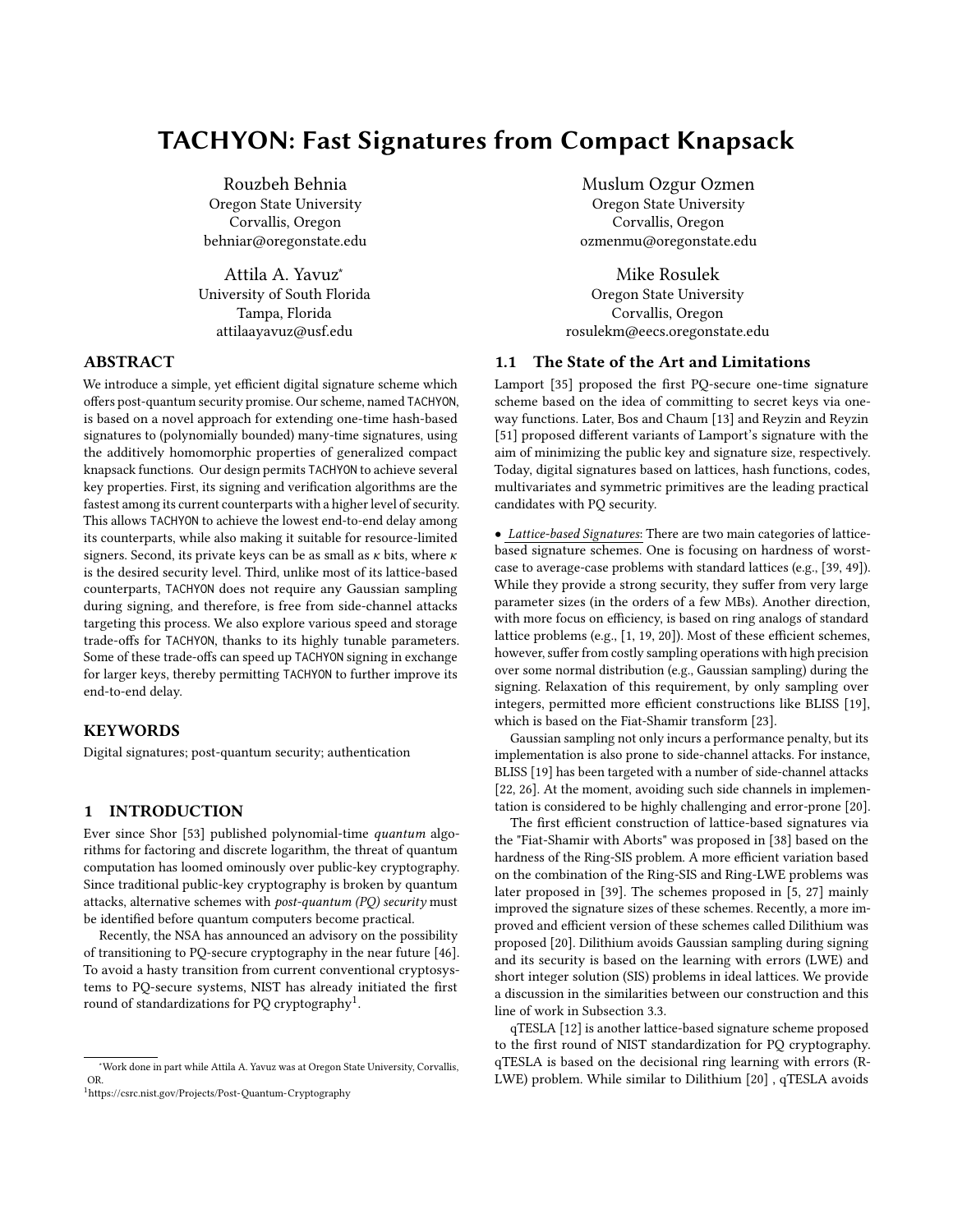# TACHYON: Fast Signatures from Compact Knapsack

Rouzbeh Behnia
Oregon State University
Corvallis, Oregon
behniar@oregonstate.edu

Muslum Ozgur Ozmen
Oregon State University
Corvallis, Oregon
ozmenmu@oregonstate.edu

Attila A. Yavuz*
University of South Florida
Tampa, Florida
attilaayavuz@usf.edu

Mike Rosulek
Oregon State University
Corvallis, Oregon
rosulekm@eecs.oregonstate.edu

## ABSTRACT

We introduce a simple, yet efficient digital signature scheme which offers post-quantum security promise. Our scheme, named TACHYON, is based on a novel approach for extending one-time hash-based signatures to (polynomially bounded) many-time signatures, using the additively homomorphic properties of generalized compact knapsack functions. Our design permits TACHYON to achieve several key properties. First, its signing and verification algorithms are the fastest among its current counterparts with a higher level of security. This allows TACHYON to achieve the lowest end-to-end delay among its counterparts, while also making it suitable for resource-limited signers. Second, its private keys can be as small as $\kappa$ bits, where $\kappa$ is the desired security level. Third, unlike most of its lattice-based counterparts, TACHYON does not require any Gaussian sampling during signing, and therefore, is free from side-channel attacks targeting this process. We also explore various speed and storage trade-offs for TACHYON, thanks to its highly tunable parameters. Some of these trade-offs can speed up TACHYON signing in exchange for larger keys, thereby permitting TACHYON to further improve its end-to-end delay.

## KEYWORDS

Digital signatures; post-quantum security; authentication

## 1 INTRODUCTION

Ever since Shor [53] published polynomial-time *quantum* algorithms for factoring and discrete logarithm, the threat of quantum computation has loomed ominously over public-key cryptography. Since traditional public-key cryptography is broken by quantum attacks, alternative schemes with *post-quantum (PQ) security* must be identified before quantum computers become practical.

Recently, the NSA has announced an advisory on the possibility of transitioning to PQ-secure cryptography in the near future [46]. To avoid a hasty transition from current conventional cryptosystems to PQ-secure systems, NIST has already initiated the first round of standardizations for PQ cryptography[1].

### 1.1 The State of the Art and Limitations

Lamport [35] proposed the first PQ-secure one-time signature scheme based on the idea of committing to secret keys via one-way functions. Later, Bos and Chaum [13] and Reyzin and Reyzin [51] proposed different variants of Lamport's signature with the aim of minimizing the public key and signature size, respectively. Today, digital signatures based on lattices, hash functions, codes, multivariates and symmetric primitives are the leading practical candidates with PQ security.

• <u>Lattice-based Signatures</u>: There are two main categories of lattice-based signature schemes. One is focusing on hardness of worst-case to average-case problems with standard lattices (e.g., [39, 49]). While they provide a strong security, they suffer from very large parameter sizes (in the orders of a few MBs). Another direction, with more focus on efficiency, is based on ring analogs of standard lattice problems (e.g., [1, 19, 20]). Most of these efficient schemes, however, suffer from costly sampling operations with high precision over some normal distribution (e.g., Gaussian sampling) during the signing. Relaxation of this requirement, by only sampling over integers, permitted more efficient constructions like BLISS [19], which is based on the Fiat-Shamir transform [23].

Gaussian sampling not only incurs a performance penalty, but its implementation is also prone to side-channel attacks. For instance, BLISS [19] has been targeted with a number of side-channel attacks [22, 26]. At the moment, avoiding such side channels in implementation is considered to be highly challenging and error-prone [20].

The first efficient construction of lattice-based signatures via the "Fiat-Shamir with Aborts" was proposed in [38] based on the hardness of the Ring-SIS problem. A more efficient variation based on the combination of the Ring-SIS and Ring-LWE problems was later proposed in [39]. The schemes proposed in [5, 27] mainly improved the signature sizes of these schemes. Recently, a more improved and efficient version of these schemes called Dilithium was proposed [20]. Dilithium avoids Gaussian sampling during signing and its security is based on the learning with errors (LWE) and short integer solution (SIS) problems in ideal lattices. We provide a discussion in the similarities between our construction and this line of work in Subsection 3.3.

qTESLA [12] is another lattice-based signature scheme proposed to the first round of NIST standardization for PQ cryptography. qTESLA is based on the decisional ring learning with errors (R-LWE) problem. While similar to Dilithium [20] , qTESLA avoids

---

*Work done in part while Attila A. Yavuz was at Oregon State University, Corvallis, OR.

[1] https://csrc.nist.gov/Projects/Post-Quantum-Cryptography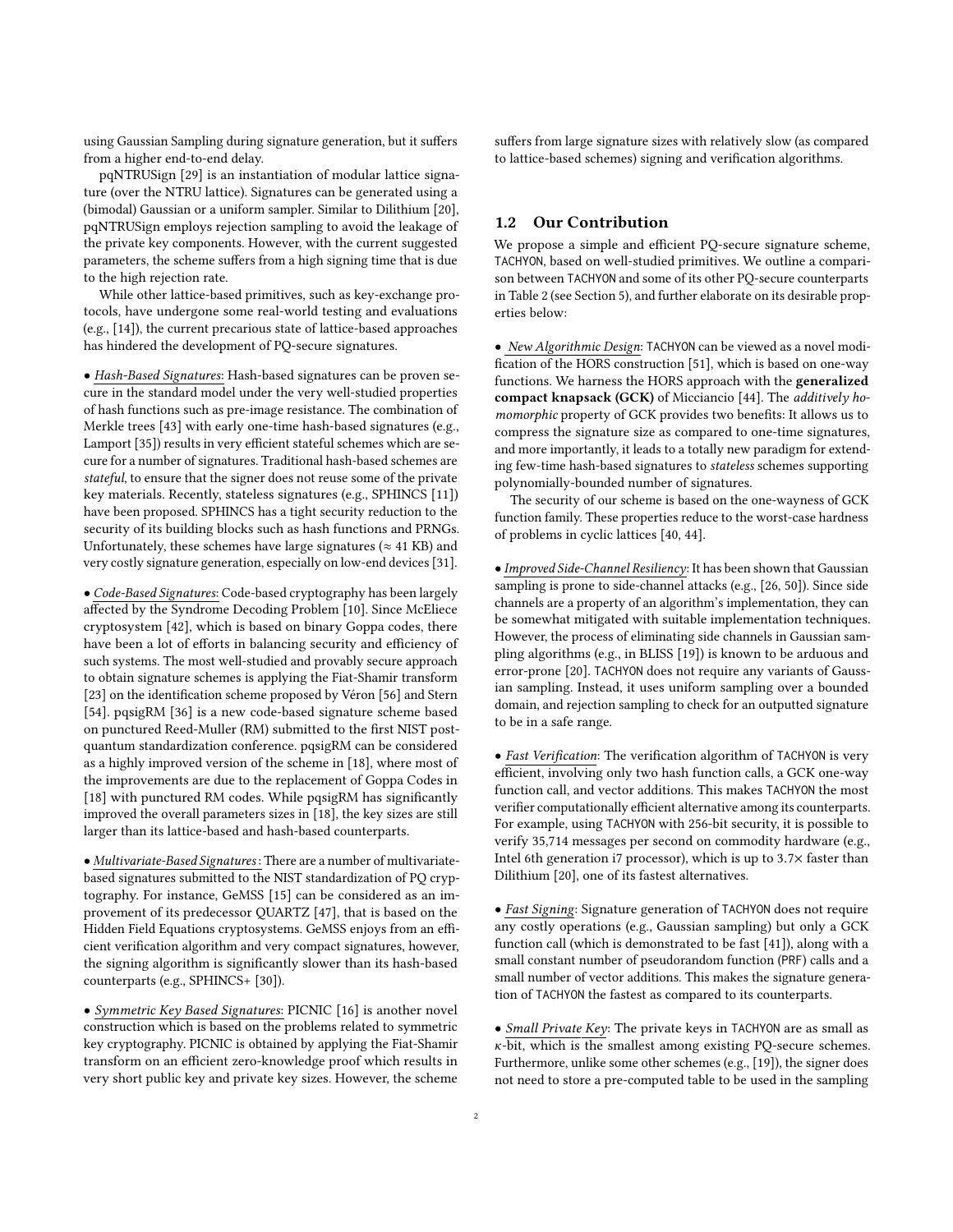using Gaussian Sampling during signature generation, but it suffers from a higher end-to-end delay.

pqNTRUSign [29] is an instantiation of modular lattice signature (over the NTRU lattice). Signatures can be generated using a (bimodal) Gaussian or a uniform sampler. Similar to Dilithium [20], pqNTRUSign employs rejection sampling to avoid the leakage of the private key components. However, with the current suggested parameters, the scheme suffers from a high signing time that is due to the high rejection rate.

While other lattice-based primitives, such as key-exchange protocols, have undergone some real-world testing and evaluations (e.g., [14]), the current precarious state of lattice-based approaches has hindered the development of PQ-secure signatures.

• *Hash-Based Signatures*: Hash-based signatures can be proven secure in the standard model under the very well-studied properties of hash functions such as pre-image resistance. The combination of Merkle trees [43] with early one-time hash-based signatures (e.g., Lamport [35]) results in very efficient stateful schemes which are secure for a number of signatures. Traditional hash-based schemes are *stateful*, to ensure that the signer does not reuse some of the private key materials. Recently, stateless signatures (e.g., SPHINCS [11]) have been proposed. SPHINCS has a tight security reduction to the security of its building blocks such as hash functions and PRNGs. Unfortunately, these schemes have large signatures ($\approx$ 41 KB) and very costly signature generation, especially on low-end devices [31].

• *Code-Based Signatures*: Code-based cryptography has been largely affected by the Syndrome Decoding Problem [10]. Since McEliece cryptosystem [42], which is based on binary Goppa codes, there have been a lot of efforts in balancing security and efficiency of such systems. The most well-studied and provably secure approach to obtain signature schemes is applying the Fiat-Shamir transform [23] on the identification scheme proposed by Véron [56] and Stern [54]. pqsigRM [36] is a new code-based signature scheme based on punctured Reed-Muller (RM) submitted to the first NIST post-quantum standardization conference. pqsigRM can be considered as a highly improved version of the scheme in [18], where most of the improvements are due to the replacement of Goppa Codes in [18] with punctured RM codes. While pqsigRM has significantly improved the overall parameters sizes in [18], the key sizes are still larger than its lattice-based and hash-based counterparts.

• *Multivariate-Based Signatures*: There are a number of multivariate-based signatures submitted to the NIST standardization of PQ cryptography. For instance, GeMSS [15] can be considered as an improvement of its predecessor QUARTZ [47], that is based on the Hidden Field Equations cryptosystems. GeMSS enjoys from an efficient verification algorithm and very compact signatures, however, the signing algorithm is significantly slower than its hash-based counterparts (e.g., SPHINCS+ [30]).

• *Symmetric Key Based Signatures*: PICNIC [16] is another novel construction which is based on the problems related to symmetric key cryptography. PICNIC is obtained by applying the Fiat-Shamir transform on an efficient zero-knowledge proof which results in very short public key and private key sizes. However, the scheme suffers from large signature sizes with relatively slow (as compared to lattice-based schemes) signing and verification algorithms.

## 1.2 Our Contribution

We propose a simple and efficient PQ-secure signature scheme, TACHYON, based on well-studied primitives. We outline a comparison between TACHYON and some of its other PQ-secure counterparts in Table 2 (see Section 5), and further elaborate on its desirable properties below:

• *New Algorithmic Design*: TACHYON can be viewed as a novel modification of the HORS construction [51], which is based on one-way functions. We harness the HORS approach with the **generalized compact knapsack (GCK)** of Micciancio [44]. The *additively homomorphic* property of GCK provides two benefits: It allows us to compress the signature size as compared to one-time signatures, and more importantly, it leads to a totally new paradigm for extending few-time hash-based signatures to *stateless* schemes supporting polynomially-bounded number of signatures.

The security of our scheme is based on the one-wayness of GCK function family. These properties reduce to the worst-case hardness of problems in cyclic lattices [40, 44].

• *Improved Side-Channel Resiliency*: It has been shown that Gaussian sampling is prone to side-channel attacks (e.g., [26, 50]). Since side channels are a property of an algorithm's implementation, they can be somewhat mitigated with suitable implementation techniques. However, the process of eliminating side channels in Gaussian sampling algorithms (e.g., in BLISS [19]) is known to be arduous and error-prone [20]. TACHYON does not require any variants of Gaussian sampling. Instead, it uses uniform sampling over a bounded domain, and rejection sampling to check for an outputted signature to be in a safe range.

• *Fast Verification*: The verification algorithm of TACHYON is very efficient, involving only two hash function calls, a GCK one-way function call, and vector additions. This makes TACHYON the most verifier computationally efficient alternative among its counterparts. For example, using TACHYON with 256-bit security, it is possible to verify 35,714 messages per second on commodity hardware (e.g., Intel 6th generation i7 processor), which is up to 3.7$\times$ faster than Dilithium [20], one of its fastest alternatives.

• *Fast Signing*: Signature generation of TACHYON does not require any costly operations (e.g., Gaussian sampling) but only a GCK function call (which is demonstrated to be fast [41]), along with a small constant number of pseudorandom function (PRF) calls and a small number of vector additions. This makes the signature generation of TACHYON the fastest as compared to its counterparts.

• *Small Private Key*: The private keys in TACHYON are as small as $\kappa$-bit, which is the smallest among existing PQ-secure schemes. Furthermore, unlike some other schemes (e.g., [19]), the signer does not need to store a pre-computed table to be used in the sampling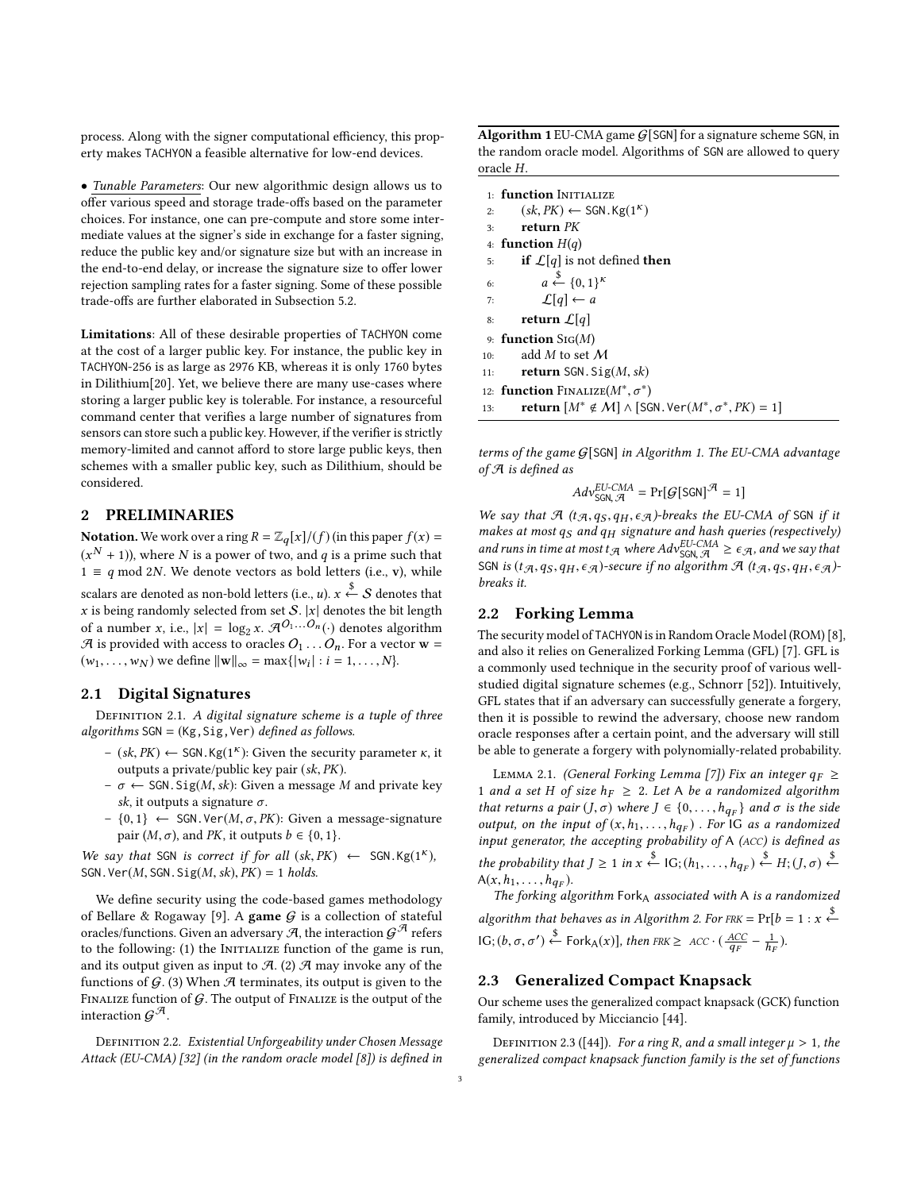process. Along with the signer computational efficiency, this property makes TACHYON a feasible alternative for low-end devices.

• *Tunable Parameters*: Our new algorithmic design allows us to offer various speed and storage trade-offs based on the parameter choices. For instance, one can pre-compute and store some intermediate values at the signer's side in exchange for a faster signing, reduce the public key and/or signature size but with an increase in the end-to-end delay, or increase the signature size to offer lower rejection sampling rates for a faster signing. Some of these possible trade-offs are further elaborated in Subsection 5.2.

**Limitations**: All of these desirable properties of TACHYON come at the cost of a larger public key. For instance, the public key in TACHYON-256 is as large as 2976 KB, whereas it is only 1760 bytes in Dilithium[20]. Yet, we believe there are many use-cases where storing a larger public key is tolerable. For instance, a resourceful command center that verifies a large number of signatures from sensors can store such a public key. However, if the verifier is strictly memory-limited and cannot afford to store large public keys, then schemes with a smaller public key, such as Dilithium, should be considered.

## 2 PRELIMINARIES

**Notation.** We work over a ring $R = \mathbb{Z}_q[x]/(f)$ (in this paper $f(x) = (x^N + 1)$), where $N$ is a power of two, and $q$ is a prime such that $1 \equiv q \bmod 2N$. We denote vectors as bold letters (i.e., $\mathbf{v}$), while scalars are denoted as non-bold letters (i.e., $u$). $x \xleftarrow{\$} \mathcal{S}$ denotes that $x$ is being randomly selected from set $\mathcal{S}$. $|x|$ denotes the bit length of a number $x$, i.e., $|x| = \log_2 x$. $\mathcal{A}^{O_1 \dots O_n}(\cdot)$ denotes algorithm $\mathcal{A}$ is provided with access to oracles $O_1 \dots O_n$. For a vector $\mathbf{w} = (w_1, \dots, w_N)$ we define $\|\mathbf{w}\|_\infty = \max\{|w_i| : i = 1, \dots, N\}$.

### 2.1 Digital Signatures

Definition 2.1. *A digital signature scheme is a tuple of three algorithms* SGN = (Kg, Sig, Ver) *defined as follows.*

- $(sk, PK) \leftarrow$ SGN.Kg$(1^\kappa)$: Given the security parameter $\kappa$, it outputs a private/public key pair $(sk, PK)$.
- $\sigma \leftarrow$ SGN.Sig$(M, sk)$: Given a message $M$ and private key $sk$, it outputs a signature $\sigma$.
- $\{0, 1\} \leftarrow$ SGN.Ver$(M, \sigma, PK)$: Given a message-signature pair $(M, \sigma)$, and $PK$, it outputs $b \in \{0, 1\}$.

*We say that* SGN *is correct if for all* $(sk, PK) \leftarrow$ SGN.Kg$(1^\kappa)$, SGN.Ver$(M,$ SGN.Sig$(M, sk), PK) = 1$ *holds.*

We define security using the code-based games methodology of Bellare & Rogaway [9]. A **game** $\mathcal{G}$ is a collection of stateful oracles/functions. Given an adversary $\mathcal{A}$, the interaction $\mathcal{G}^{\mathcal{A}}$ refers to the following: (1) the Initialize function of the game is run, and its output given as input to $\mathcal{A}$. (2) $\mathcal{A}$ may invoke any of the functions of $\mathcal{G}$. (3) When $\mathcal{A}$ terminates, its output is given to the Finalize function of $\mathcal{G}$. The output of Finalize is the output of the interaction $\mathcal{G}^{\mathcal{A}}$.

Definition 2.2. *Existential Unforgeability under Chosen Message Attack (EU-CMA) [32] (in the random oracle model [8]) is defined in terms of the game* $\mathcal{G}$[SGN] *in Algorithm 1. The EU-CMA advantage of* $\mathcal{A}$ *is defined as*

$$Adv^{EU\text{-}CMA}_{\text{SGN}, \mathcal{A}} = \Pr[\mathcal{G}[\text{SGN}]^{\mathcal{A}} = 1]$$

*We say that* $\mathcal{A}$ $(t_\mathcal{A}, q_S, q_H, \epsilon_\mathcal{A})$*-breaks the EU-CMA of* SGN *if it makes at most* $q_S$ *and* $q_H$ *signature and hash queries (respectively) and runs in time at most* $t_\mathcal{A}$ *where* $Adv^{EU\text{-}CMA}_{\text{SGN}, \mathcal{A}} \geq \epsilon_\mathcal{A}$*, and we say that* SGN *is* $(t_\mathcal{A}, q_S, q_H, \epsilon_\mathcal{A})$*-secure if no algorithm* $\mathcal{A}$ $(t_\mathcal{A}, q_S, q_H, \epsilon_\mathcal{A})$*-breaks it.*

**Algorithm 1** EU-CMA game $\mathcal{G}$[SGN] for a signature scheme SGN, in the random oracle model. Algorithms of SGN are allowed to query oracle $H$.

```
1:  function Initialize
2:      (sk, PK) ← SGN.Kg(1^κ)
3:      return PK
4:  function H(q)
5:      if L[q] is not defined then
6:          a ←$ {0,1}^κ
7:          L[q] ← a
8:      return L[q]
9:  function Sig(M)
10:     add M to set M
11:     return SGN.Sig(M, sk)
12: function Finalize(M*, σ*)
13:     return [M* ∉ M] ∧ [SGN.Ver(M*, σ*, PK) = 1]
```

### 2.2 Forking Lemma

The security model of TACHYON is in Random Oracle Model (ROM) [8], and also it relies on Generalized Forking Lemma (GFL) [7]. GFL is a commonly used technique in the security proof of various well-studied digital signature schemes (e.g., Schnorr [52]). Intuitively, GFL states that if an adversary can successfully generate a forgery, then it is possible to rewind the adversary, choose new random oracle responses after a certain point, and the adversary will still be able to generate a forgery with polynomially-related probability.

Lemma 2.1. *(General Forking Lemma [7]) Fix an integer* $q_F \geq 1$ *and a set* $H$ *of size* $h_F \geq 2$*. Let* A *be a randomized algorithm that returns a pair* $(J, \sigma)$ *where* $J \in \{0, \dots, h_{q_F}\}$ *and* $\sigma$ *is the side output, on the input of* $(x, h_1, \dots, h_{q_F})$ *. For* IG *as a randomized input generator, the accepting probability of* A *(ACC) is defined as the probability that* $J \geq 1$ *in* $x \xleftarrow{\$}$ IG; $(h_1, \dots, h_{q_F}) \xleftarrow{\$} H; (J, \sigma) \xleftarrow{\$}$ A$(x, h_1, \dots, h_{q_F})$.

*The forking algorithm* $\text{Fork}_\text{A}$ *associated with* A *is a randomized algorithm that behaves as in Algorithm 2. For* $FRK = \Pr[b = 1 : x \xleftarrow{\$}$ IG; $(b, \sigma, \sigma') \xleftarrow{\$} \text{Fork}_\text{A}(x)]$*, then* $FRK \geq ACC \cdot (\frac{ACC}{q_F} - \frac{1}{h_F})$.

### 2.3 Generalized Compact Knapsack

Our scheme uses the generalized compact knapsack (GCK) function family, introduced by Micciancio [44].

Definition 2.3 ([44]). *For a ring* $R$*, and a small integer* $\mu > 1$*, the generalized compact knapsack function family is the set of functions*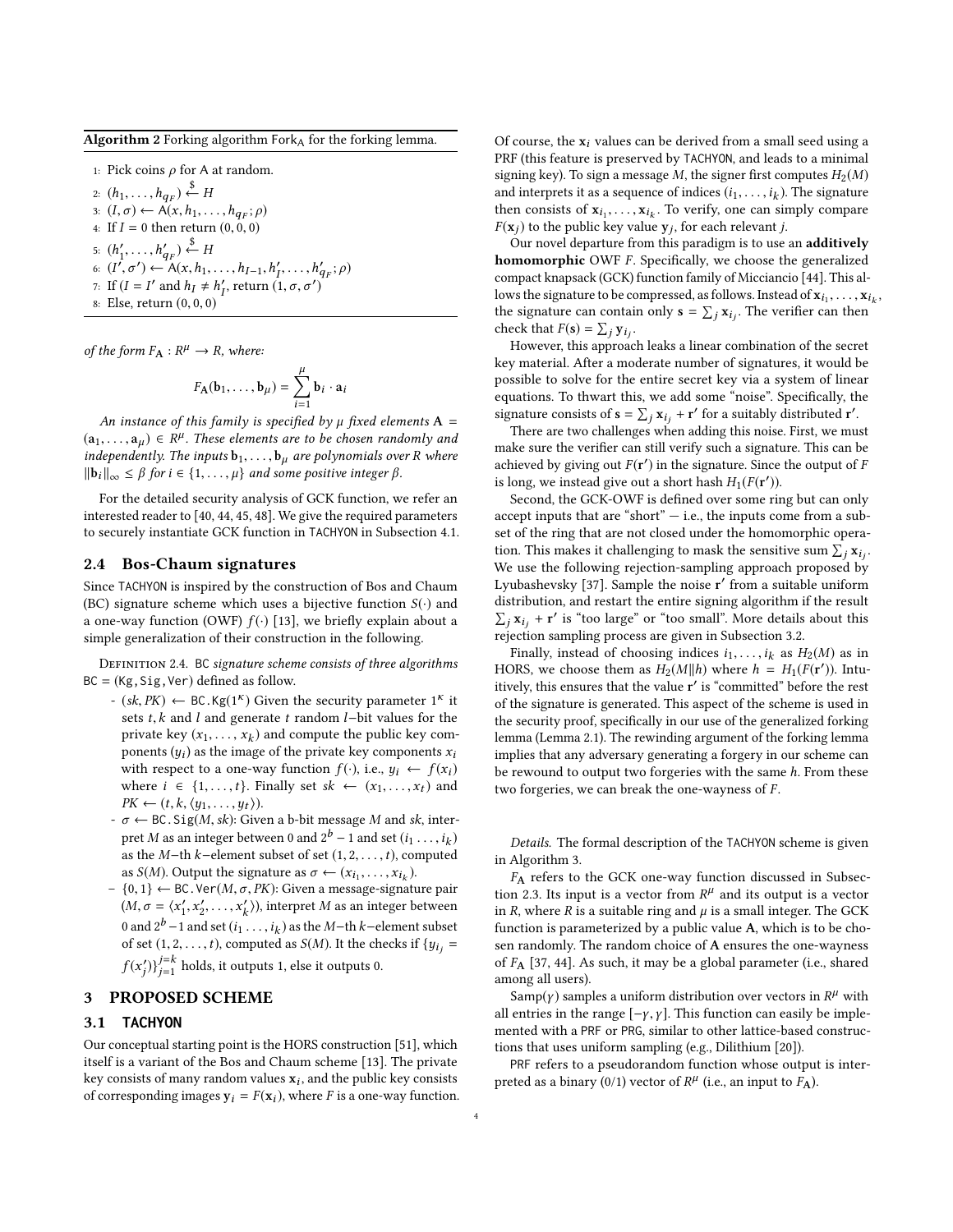**Algorithm 2** Forking algorithm $\mathsf{Fork_A}$ for the forking lemma.

```
1: Pick coins ρ for A at random.
2: (h_1, ..., h_{q_F}) ←$ H
3: (I, σ) ← A(x, h_1, ..., h_{q_F}; ρ)
4: If I = 0 then return (0, 0, 0)
5: (h'_1, ..., h'_{q_F}) ←$ H
6: (I', σ') ← A(x, h_1, ..., h_{I-1}, h'_I, ..., h'_{q_F}; ρ)
7: If (I = I' and h_I ≠ h'_I, return (1, σ, σ')
8: Else, return (0, 0, 0)
```

*of the form $F_{\mathbf{A}} : R^{\mu} \rightarrow R$, where:*

$$F_{\mathbf{A}}(\mathbf{b}_1, \ldots, \mathbf{b}_{\mu}) = \sum_{i=1}^{\mu} \mathbf{b}_i \cdot \mathbf{a}_i$$

*An instance of this family is specified by $\mu$ fixed elements $\mathbf{A} = (\mathbf{a}_1, \ldots, \mathbf{a}_{\mu}) \in R^{\mu}$. These elements are to be chosen randomly and independently. The inputs $\mathbf{b}_1, \ldots, \mathbf{b}_{\mu}$ are polynomials over $R$ where $\|\mathbf{b}_i\|_{\infty} \leq \beta$ for $i \in \{1, \ldots, \mu\}$ and some positive integer $\beta$.*

For the detailed security analysis of GCK function, we refer an interested reader to [40, 44, 45, 48]. We give the required parameters to securely instantiate GCK function in TACHYON in Subsection 4.1.

## 2.4 Bos-Chaum signatures

Since TACHYON is inspired by the construction of Bos and Chaum (BC) signature scheme which uses a bijective function $S(\cdot)$ and a one-way function (OWF) $f(\cdot)$ [13], we briefly explain about a simple generalization of their construction in the following.

Definition 2.4. BC *signature scheme consists of three algorithms* $\mathsf{BC} = (\mathsf{Kg}, \mathsf{Sig}, \mathsf{Ver})$ *defined as follow.*

- $(sk, PK) \leftarrow \mathsf{BC.Kg}(1^{\kappa})$ Given the security parameter $1^{\kappa}$ it sets $t, k$ and $l$ and generate $t$ random $l$−bit values for the private key $(x_1, \ldots, x_k)$ and compute the public key components $(y_i)$ as the image of the private key components $x_i$ with respect to a one-way function $f(\cdot)$, i.e., $y_i \leftarrow f(x_i)$ where $i \in \{1, \ldots, t\}$. Finally set $sk \leftarrow (x_1, \ldots, x_t)$ and $PK \leftarrow (t, k, \langle y_1, \ldots, y_t \rangle)$.
- $\sigma \leftarrow \mathsf{BC.Sig}(M, sk)$: Given a b-bit message $M$ and $sk$, interpret $M$ as an integer between 0 and $2^b - 1$ and set $(i_1 \ldots, i_k)$ as the $M$−th $k$−element subset of set $(1, 2, \ldots, t)$, computed as $S(M)$. Output the signature as $\sigma \leftarrow (x_{i_1}, \ldots, x_{i_k})$.
- $\{0, 1\} \leftarrow \mathsf{BC.Ver}(M, \sigma, PK)$: Given a message-signature pair $(M, \sigma = \langle x'_1, x'_2, \ldots, x'_k \rangle)$, interpret $M$ as an integer between 0 and $2^b - 1$ and set $(i_1 \ldots, i_k)$ as the $M$−th $k$−element subset of set $(1, 2, \ldots, t)$, computed as $S(M)$. It the checks if $\{y_{i_j} = f(x'_j)\}_{j=1}^{j=k}$ holds, it outputs 1, else it outputs 0.

# 3 PROPOSED SCHEME

## 3.1 TACHYON

Our conceptual starting point is the HORS construction [51], which itself is a variant of the Bos and Chaum scheme [13]. The private key consists of many random values $\mathbf{x}_i$, and the public key consists of corresponding images $\mathbf{y}_i = F(\mathbf{x}_i)$, where $F$ is a one-way function. Of course, the $\mathbf{x}_i$ values can be derived from a small seed using a PRF (this feature is preserved by TACHYON, and leads to a minimal signing key). To sign a message $M$, the signer first computes $H_2(M)$ and interprets it as a sequence of indices $(i_1, \ldots, i_k)$. The signature then consists of $\mathbf{x}_{i_1}, \ldots, \mathbf{x}_{i_k}$. To verify, one can simply compare $F(\mathbf{x}_j)$ to the public key value $\mathbf{y}_j$, for each relevant $j$.

Our novel departure from this paradigm is to use an **additively homomorphic** OWF $F$. Specifically, we choose the generalized compact knapsack (GCK) function family of Micciancio [44]. This allows the signature to be compressed, as follows. Instead of $\mathbf{x}_{i_1}, \ldots, \mathbf{x}_{i_k}$, the signature can contain only $\mathbf{s} = \sum_j \mathbf{x}_{i_j}$. The verifier can then check that $F(\mathbf{s}) = \sum_j \mathbf{y}_{i_j}$.

However, this approach leaks a linear combination of the secret key material. After a moderate number of signatures, it would be possible to solve for the entire secret key via a system of linear equations. To thwart this, we add some "noise". Specifically, the signature consists of $\mathbf{s} = \sum_j \mathbf{x}_{i_j} + \mathbf{r}'$ for a suitably distributed $\mathbf{r}'$.

There are two challenges when adding this noise. First, we must make sure the verifier can still verify such a signature. This can be achieved by giving out $F(\mathbf{r}')$ in the signature. Since the output of $F$ is long, we instead give out a short hash $H_1(F(\mathbf{r}'))$.

Second, the GCK-OWF is defined over some ring but can only accept inputs that are "short" — i.e., the inputs come from a subset of the ring that are not closed under the homomorphic operation. This makes it challenging to mask the sensitive sum $\sum_j \mathbf{x}_{i_j}$. We use the following rejection-sampling approach proposed by Lyubashevsky [37]. Sample the noise $\mathbf{r}'$ from a suitable uniform distribution, and restart the entire signing algorithm if the result $\sum_j \mathbf{x}_{i_j} + \mathbf{r}'$ is "too large" or "too small". More details about this rejection sampling process are given in Subsection 3.2.

Finally, instead of choosing indices $i_1, \ldots, i_k$ as $H_2(M)$ as in HORS, we choose them as $H_2(M \| h)$ where $h = H_1(F(\mathbf{r}'))$. Intuitively, this ensures that the value $\mathbf{r}'$ is "committed" before the rest of the signature is generated. This aspect of the scheme is used in the security proof, specifically in our use of the generalized forking lemma (Lemma 2.1). The rewinding argument of the forking lemma implies that any adversary generating a forgery in our scheme can be rewound to output two forgeries with the same $h$. From these two forgeries, we can break the one-wayness of $F$.

*Details.* The formal description of the TACHYON scheme is given in Algorithm 3.

$F_{\mathbf{A}}$ refers to the GCK one-way function discussed in Subsection 2.3. Its input is a vector from $R^{\mu}$ and its output is a vector in $R$, where $R$ is a suitable ring and $\mu$ is a small integer. The GCK function is parameterized by a public value $\mathbf{A}$, which is to be chosen randomly. The random choice of $\mathbf{A}$ ensures the one-wayness of $F_{\mathbf{A}}$ [37, 44]. As such, it may be a global parameter (i.e., shared among all users).

$\mathsf{Samp}(\gamma)$ samples a uniform distribution over vectors in $R^{\mu}$ with all entries in the range $[-\gamma, \gamma]$. This function can easily be implemented with a PRF or PRG, similar to other lattice-based constructions that uses uniform sampling (e.g., Dilithium [20]).

PRF refers to a pseudorandom function whose output is interpreted as a binary (0/1) vector of $R^{\mu}$ (i.e., an input to $F_{\mathbf{A}}$).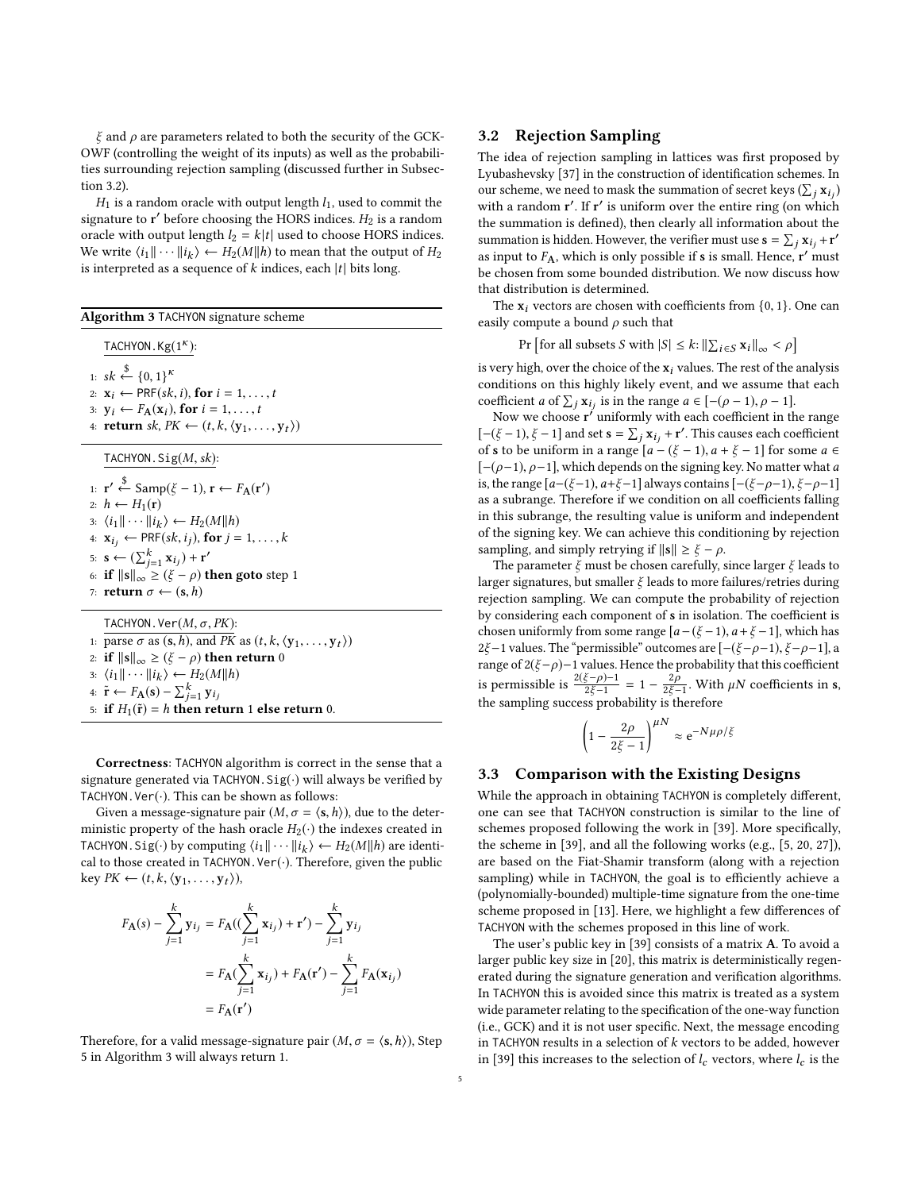$\xi$ and $\rho$ are parameters related to both the security of the GCK-OWF (controlling the weight of its inputs) as well as the probabilities surrounding rejection sampling (discussed further in Subsection 3.2).

$H_1$ is a random oracle with output length $l_1$, used to commit the signature to $\mathbf{r}'$ before choosing the HORS indices. $H_2$ is a random oracle with output length $l_2 = k|t|$ used to choose HORS indices. We write $\langle i_1\| \cdots \|i_k\rangle \leftarrow H_2(M\|h)$ to mean that the output of $H_2$ is interpreted as a sequence of $k$ indices, each $|t|$ bits long.

**Algorithm 3** TACHYON signature scheme

```
TACHYON.Kg(1^κ):
1: sk ←$ {0,1}^κ
2: x_i ← PRF(sk, i), for i = 1, ..., t
3: y_i ← F_A(x_i), for i = 1, ..., t
4: return sk, PK ← (t, k, ⟨y_1, ..., y_t⟩)

TACHYON.Sig(M, sk):
1: r' ←$ Samp(ξ − 1), r ← F_A(r')
2: h ← H_1(r)
3: ⟨i_1‖···‖i_k⟩ ← H_2(M‖h)
4: x_{i_j} ← PRF(sk, i_j), for j = 1, ..., k
5: s ← (Σ_{j=1}^{k} x_{i_j}) + r'
6: if ‖s‖_∞ ≥ (ξ − ρ) then goto step 1
7: return σ ← (s, h)

TACHYON.Ver(M, σ, PK):
1: parse σ as (s, h), and PK as (t, k, ⟨y_1, ..., y_t⟩)
2: if ‖s‖_∞ ≥ (ξ − ρ) then return 0
3: ⟨i_1‖···‖i_k⟩ ← H_2(M‖h)
4: r̃ ← F_A(s) − Σ_{j=1}^{k} y_{i_j}
5: if H_1(r̃) = h then return 1 else return 0.
```

**Correctness**: TACHYON algorithm is correct in the sense that a signature generated via TACHYON.Sig$(\cdot)$ will always be verified by TACHYON.Ver$(\cdot)$. This can be shown as follows:

Given a message-signature pair $(M, \sigma = \langle \mathbf{s}, h\rangle)$, due to the deterministic property of the hash oracle $H_2(\cdot)$ the indexes created in TACHYON.Sig$(\cdot)$ by computing $\langle i_1\| \cdots \|i_k\rangle \leftarrow H_2(M\|h)$ are identical to those created in TACHYON.Ver$(\cdot)$. Therefore, given the public key $PK \leftarrow (t, k, \langle \mathbf{y}_1, \ldots, \mathbf{y}_t\rangle)$,

$$
\begin{aligned}
F_{\mathbf{A}}(s) - \sum_{j=1}^{k} \mathbf{y}_{i_j} &= F_{\mathbf{A}}((\sum_{j=1}^{k} \mathbf{x}_{i_j}) + \mathbf{r}') - \sum_{j=1}^{k} \mathbf{y}_{i_j} \\
&= F_{\mathbf{A}}(\sum_{j=1}^{k} \mathbf{x}_{i_j}) + F_{\mathbf{A}}(\mathbf{r}') - \sum_{j=1}^{k} F_{\mathbf{A}}(\mathbf{x}_{i_j}) \\
&= F_{\mathbf{A}}(\mathbf{r}')
\end{aligned}
$$

Therefore, for a valid message-signature pair $(M, \sigma = \langle \mathbf{s}, h\rangle)$, Step 5 in Algorithm 3 will always return 1.

### 3.2 Rejection Sampling

The idea of rejection sampling in lattices was first proposed by Lyubashevsky [37] in the construction of identification schemes. In our scheme, we need to mask the summation of secret keys ($\sum_j \mathbf{x}_{i_j}$) with a random $\mathbf{r}'$. If $\mathbf{r}'$ is uniform over the entire ring (on which the summation is defined), then clearly all information about the summation is hidden. However, the verifier must use $\mathbf{s} = \sum_j \mathbf{x}_{i_j} + \mathbf{r}'$ as input to $F_{\mathbf{A}}$, which is only possible if $\mathbf{s}$ is small. Hence, $\mathbf{r}'$ must be chosen from some bounded distribution. We now discuss how that distribution is determined.

The $\mathbf{x}_i$ vectors are chosen with coefficients from $\{0, 1\}$. One can easily compute a bound $\rho$ such that

$$
\Pr\left[\text{for all subsets } S \text{ with } |S| \le k\colon \|\textstyle\sum_{i\in S} \mathbf{x}_i\|_\infty < \rho\right]
$$

is very high, over the choice of the $\mathbf{x}_i$ values. The rest of the analysis conditions on this highly likely event, and we assume that each coefficient $a$ of $\sum_j \mathbf{x}_{i_j}$ is in the range $a \in [-(\rho-1), \rho-1]$.

Now we choose $\mathbf{r}'$ uniformly with each coefficient in the range $[-(\xi-1), \xi-1]$ and set $\mathbf{s} = \sum_j \mathbf{x}_{i_j} + \mathbf{r}'$. This causes each coefficient of $\mathbf{s}$ to be uniform in a range $[a-(\xi-1), a+\xi-1]$ for some $a \in [-(\rho-1), \rho-1]$, which depends on the signing key. No matter what $a$ is, the range $[a-(\xi-1), a+\xi-1]$ always contains $[-(\xi-\rho-1), \xi-\rho-1]$ as a subrange. Therefore if we condition on all coefficients falling in this subrange, the resulting value is uniform and independent of the signing key. We can achieve this conditioning by rejection sampling, and simply retrying if $\|\mathbf{s}\| \ge \xi - \rho$.

The parameter $\xi$ must be chosen carefully, since larger $\xi$ leads to larger signatures, but smaller $\xi$ leads to more failures/retries during rejection sampling. We can compute the probability of rejection by considering each component of $\mathbf{s}$ in isolation. The coefficient is chosen uniformly from some range $[a-(\xi-1), a+\xi-1]$, which has $2\xi-1$ values. The "permissible" outcomes are $[-(\xi-\rho-1), \xi-\rho-1]$, a range of $2(\xi-\rho)-1$ values. Hence the probability that this coefficient is permissible is $\frac{2(\xi-\rho)-1}{2\xi-1} = 1 - \frac{2\rho}{2\xi-1}$. With $\mu N$ coefficients in $\mathbf{s}$, the sampling success probability is therefore

$$
\left(1 - \frac{2\rho}{2\xi-1}\right)^{\mu N} \approx e^{-N\mu\rho/\xi}
$$

### 3.3 Comparison with the Existing Designs

While the approach in obtaining TACHYON is completely different, one can see that TACHYON construction is similar to the line of schemes proposed following the work in [39]. More specifically, the scheme in [39], and all the following works (e.g., [5, 20, 27]), are based on the Fiat-Shamir transform (along with a rejection sampling) while in TACHYON, the goal is to efficiently achieve a (polynomially-bounded) multiple-time signature from the one-time scheme proposed in [13]. Here, we highlight a few differences of TACHYON with the schemes proposed in this line of work.

The user's public key in [39] consists of a matrix $\mathbf{A}$. To avoid a larger public key size in [20], this matrix is deterministically regenerated during the signature generation and verification algorithms. In TACHYON this is avoided since this matrix is treated as a system wide parameter relating to the specification of the one-way function (i.e., GCK) and it is not user specific. Next, the message encoding in TACHYON results in a selection of $k$ vectors to be added, however in [39] this increases to the selection of $l_c$ vectors, where $l_c$ is the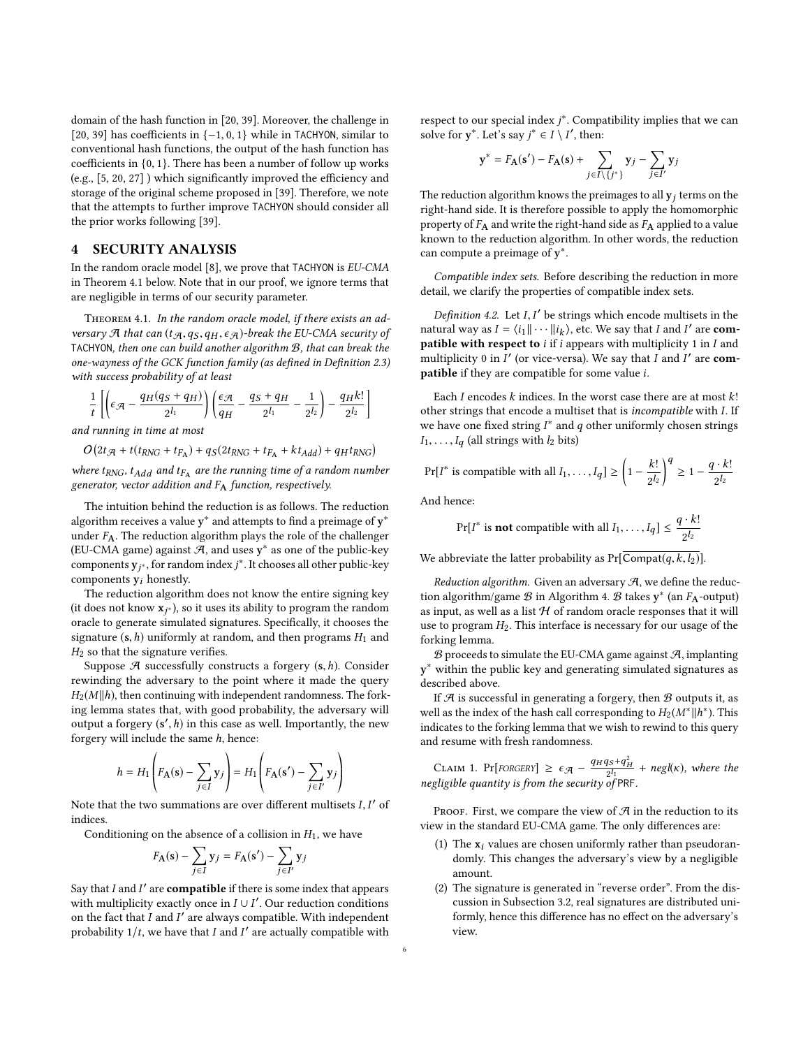domain of the hash function in [20, 39]. Moreover, the challenge in [20, 39] has coefficients in $\{-1, 0, 1\}$ while in TACHYON, similar to conventional hash functions, the output of the hash function has coefficients in $\{0, 1\}$. There has been a number of follow up works (e.g., [5, 20, 27] ) which significantly improved the efficiency and storage of the original scheme proposed in [39]. Therefore, we note that the attempts to further improve TACHYON should consider all the prior works following [39].

# 4 SECURITY ANALYSIS

In the random oracle model [8], we prove that TACHYON is *EU-CMA* in Theorem 4.1 below. Note that in our proof, we ignore terms that are negligible in terms of our security parameter.

**Theorem 4.1.** *In the random oracle model, if there exists an adversary $\mathcal{A}$ that can $(t_{\mathcal{A}}, q_S, q_H, \epsilon_{\mathcal{A}})$-break the EU-CMA security of TACHYON, then one can build another algorithm $\mathcal{B}$, that can break the one-wayness of the GCK function family (as defined in Definition 2.3) with success probability of at least*

$$\frac{1}{t}\left[\left(\epsilon_{\mathcal{A}} - \frac{q_H(q_S + q_H)}{2^{l_1}}\right)\left(\frac{\epsilon_{\mathcal{A}}}{q_H} - \frac{q_S + q_H}{2^{l_1}} - \frac{1}{2^{l_2}}\right) - \frac{q_H k!}{2^{l_2}}\right]$$

*and running in time at most*

$$O\big(2t_{\mathcal{A}} + t(t_{RNG} + t_{F_{\mathbf{A}}}) + q_S(2t_{RNG} + t_{F_{\mathbf{A}}} + kt_{Add}) + q_H t_{RNG}\big)$$

*where $t_{RNG}$, $t_{Add}$ and $t_{F_{\mathbf{A}}}$ are the running time of a random number generator, vector addition and $F_{\mathbf{A}}$ function, respectively.*

The intuition behind the reduction is as follows. The reduction algorithm receives a value $\mathbf{y}^*$ and attempts to find a preimage of $\mathbf{y}^*$ under $F_{\mathbf{A}}$. The reduction algorithm plays the role of the challenger (EU-CMA game) against $\mathcal{A}$, and uses $\mathbf{y}^*$ as one of the public-key components $\mathbf{y}_{j^*}$, for random index $j^*$. It chooses all other public-key components $\mathbf{y}_i$ honestly.

The reduction algorithm does not know the entire signing key (it does not know $\mathbf{x}_{j^*}$), so it uses its ability to program the random oracle to generate simulated signatures. Specifically, it chooses the signature $(\mathbf{s}, h)$ uniformly at random, and then programs $H_1$ and $H_2$ so that the signature verifies.

Suppose $\mathcal{A}$ successfully constructs a forgery $(\mathbf{s}, h)$. Consider rewinding the adversary to the point where it made the query $H_2(M\|h)$, then continuing with independent randomness. The forking lemma states that, with good probability, the adversary will output a forgery $(\mathbf{s}', h)$ in this case as well. Importantly, the new forgery will include the same $h$, hence:

$$h = H_1\left(F_{\mathbf{A}}(\mathbf{s}) - \sum_{j \in I} \mathbf{y}_j\right) = H_1\left(F_{\mathbf{A}}(\mathbf{s}') - \sum_{j \in I'} \mathbf{y}_j\right)$$

Note that the two summations are over different multisets $I, I'$ of indices.

Conditioning on the absence of a collision in $H_1$, we have

$$F_{\mathbf{A}}(\mathbf{s}) - \sum_{j \in I} \mathbf{y}_j = F_{\mathbf{A}}(\mathbf{s}') - \sum_{j \in I'} \mathbf{y}_j$$

Say that $I$ and $I'$ are **compatible** if there is some index that appears with multiplicity exactly once in $I \cup I'$. Our reduction conditions on the fact that $I$ and $I'$ are always compatible. With independent probability $1/t$, we have that $I$ and $I'$ are actually compatible with respect to our special index $j^*$. Compatibility implies that we can solve for $\mathbf{y}^*$. Let's say $j^* \in I \setminus I'$, then:

$$\mathbf{y}^* = F_{\mathbf{A}}(\mathbf{s}') - F_{\mathbf{A}}(\mathbf{s}) + \sum_{j \in I \setminus \{j^*\}} \mathbf{y}_j - \sum_{j \in I'} \mathbf{y}_j$$

The reduction algorithm knows the preimages to all $\mathbf{y}_j$ terms on the right-hand side. It is therefore possible to apply the homomorphic property of $F_{\mathbf{A}}$ and write the right-hand side as $F_{\mathbf{A}}$ applied to a value known to the reduction algorithm. In other words, the reduction can compute a preimage of $\mathbf{y}^*$.

*Compatible index sets.* Before describing the reduction in more detail, we clarify the properties of compatible index sets.

**Definition 4.2.** Let $I, I'$ be strings which encode multisets in the natural way as $I = \langle i_1 \| \cdots \| i_k \rangle$, etc. We say that $I$ and $I'$ are **compatible with respect to** $i$ if $i$ appears with multiplicity 1 in $I$ and multiplicity 0 in $I'$ (or vice-versa). We say that $I$ and $I'$ are **compatible** if they are compatible for some value $i$.

Each $I$ encodes $k$ indices. In the worst case there are at most $k!$ other strings that encode a multiset that is *incompatible* with $I$. If we have one fixed string $I^*$ and $q$ other uniformly chosen strings $I_1, \ldots, I_q$ (all strings with $l_2$ bits)

$$\Pr[I^* \text{ is compatible with all } I_1, \ldots, I_q] \geq \left(1 - \frac{k!}{2^{l_2}}\right)^q \geq 1 - \frac{q \cdot k!}{2^{l_2}}$$

And hence:

$$\Pr[I^* \text{ is } \textbf{not} \text{ compatible with all } I_1, \ldots, I_q] \leq \frac{q \cdot k!}{2^{l_2}}$$

We abbreviate the latter probability as $\Pr[\overline{\mathsf{Compat}(q, k, l_2)}]$.

*Reduction algorithm.* Given an adversary $\mathcal{A}$, we define the reduction algorithm/game $\mathcal{B}$ in Algorithm 4. $\mathcal{B}$ takes $\mathbf{y}^*$ (an $F_{\mathbf{A}}$-output) as input, as well as a list $\mathcal{H}$ of random oracle responses that it will use to program $H_2$. This interface is necessary for our usage of the forking lemma.

$\mathcal{B}$ proceeds to simulate the EU-CMA game against $\mathcal{A}$, implanting $\mathbf{y}^*$ within the public key and generating simulated signatures as described above.

If $\mathcal{A}$ is successful in generating a forgery, then $\mathcal{B}$ outputs it, as well as the index of the hash call corresponding to $H_2(M^*\|h^*)$. This indicates to the forking lemma that we wish to rewind to this query and resume with fresh randomness.

**Claim 1.** *$\Pr[\text{FORGERY}] \geq \epsilon_{\mathcal{A}} - \frac{q_H q_S + q_H^2}{2^{l_1}} + negl(\kappa)$, where the negligible quantity is from the security of* PRF.

*Proof.* First, we compare the view of $\mathcal{A}$ in the reduction to its view in the standard EU-CMA game. The only differences are:

1. The $\mathbf{x}_i$ values are chosen uniformly rather than pseudorandomly. This changes the adversary's view by a negligible amount.
2. The signature is generated in "reverse order". From the discussion in Subsection 3.2, real signatures are distributed uniformly, hence this difference has no effect on the adversary's view.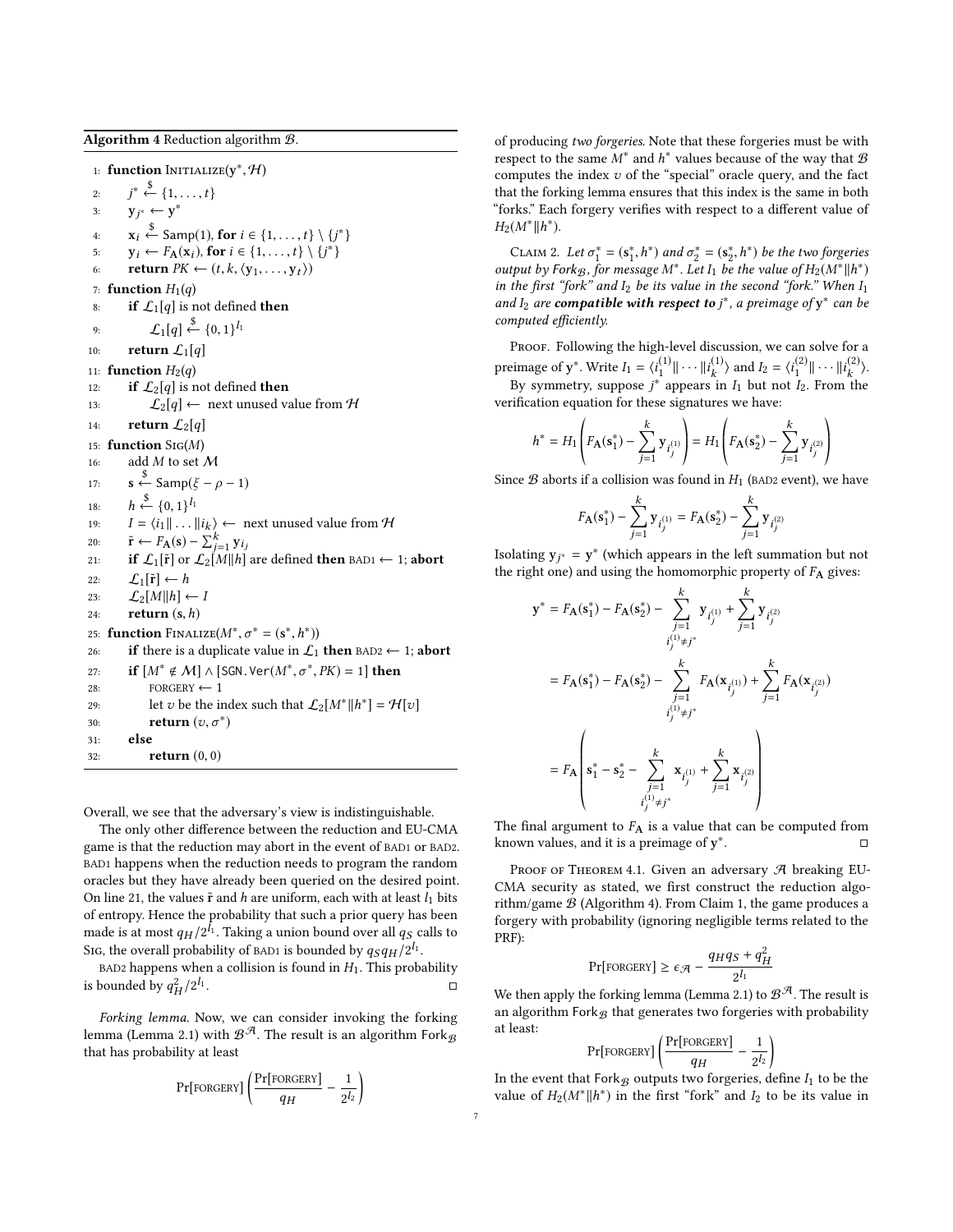**Algorithm 4** Reduction algorithm $\mathcal{B}$.

```
 1: function Initialize(y*, H)
 2:     j* ←$ {1, ..., t}
 3:     y_{j*} ← y*
 4:     x_i ←$ Samp(1), for i ∈ {1, ..., t} \ {j*}
 5:     y_i ← F_A(x_i), for i ∈ {1, ..., t} \ {j*}
 6:     return PK ← (t, k, ⟨y_1, ..., y_t⟩)
 7: function H_1(q)
 8:     if L_1[q] is not defined then
 9:         L_1[q] ←$ {0,1}^{l_1}
10:     return L_1[q]
11: function H_2(q)
12:     if L_2[q] is not defined then
13:         L_2[q] ← next unused value from H
14:     return L_2[q]
15: function Sig(M)
16:     add M to set M
17:     s ←$ Samp(ξ − ρ − 1)
18:     h ←$ {0,1}^{l_1}
19:     I = ⟨i_1 ‖ ... ‖ i_k⟩ ← next unused value from H
20:     r̃ ← F_A(s) − Σ_{j=1}^{k} y_{i_j}
21:     if L_1[r̃] or L_2[M‖h] are defined then bad1 ← 1; abort
22:     L_1[r̃] ← h
23:     L_2[M‖h] ← I
24:     return (s, h)
25: function Finalize(M*, σ* = (s*, h*))
26:     if there is a duplicate value in L_1 then bad2 ← 1; abort
27:     if [M* ∉ M] ∧ [SGN.Ver(M*, σ*, PK) = 1] then
28:         forgery ← 1
29:         let v be the index such that L_2[M*‖h*] = H[v]
30:         return (v, σ*)
31:     else
32:         return (0, 0)
```

Overall, we see that the adversary's view is indistinguishable.

The only other difference between the reduction and EU-CMA game is that the reduction may abort in the event of bad1 or bad2. bad1 happens when the reduction needs to program the random oracles but they have already been queried on the desired point. On line 21, the values $\tilde{\mathbf{r}}$ and $h$ are uniform, each with at least $l_1$ bits of entropy. Hence the probability that such a prior query has been made is at most $q_H/2^{l_1}$. Taking a union bound over all $q_S$ calls to Sig, the overall probability of bad1 is bounded by $q_S q_H/2^{l_1}$.

bad2 happens when a collision is found in $H_1$. This probability is bounded by $q_H^2/2^{l_1}$. ◻

*Forking lemma.* Now, we can consider invoking the forking lemma (Lemma 2.1) with $\mathcal{B}^{\mathcal{A}}$. The result is an algorithm $\mathsf{Fork}_{\mathcal{B}}$ that has probability at least

$$\Pr[\text{forgery}]\left(\frac{\Pr[\text{forgery}]}{q_H} - \frac{1}{2^{l_2}}\right)$$

of producing *two forgeries*. Note that these forgeries must be with respect to the same $M^*$ and $h^*$ values because of the way that $\mathcal{B}$ computes the index $v$ of the "special" oracle query, and the fact that the forking lemma ensures that this index is the same in both "forks." Each forgery verifies with respect to a different value of $H_2(M^*\|h^*)$.

Claim 2. *Let $\sigma_1^* = (\mathbf{s}_1^*, h^*)$ and $\sigma_2^* = (\mathbf{s}_2^*, h^*)$ be the two forgeries output by $\mathsf{Fork}_{\mathcal{B}}$, for message $M^*$. Let $I_1$ be the value of $H_2(M^*\|h^*)$ in the first "fork" and $I_2$ be its value in the second "fork." When $I_1$ and $I_2$ are* ***compatible with respect to*** *$j^*$, a preimage of $\mathbf{y}^*$ can be computed efficiently.*

Proof. Following the high-level discussion, we can solve for a preimage of $\mathbf{y}^*$. Write $I_1 = \langle i_1^{(1)}\|\cdots\|i_k^{(1)}\rangle$ and $I_2 = \langle i_1^{(2)}\|\cdots\|i_k^{(2)}\rangle$.

By symmetry, suppose $j^*$ appears in $I_1$ but not $I_2$. From the verification equation for these signatures we have:

$$h^* = H_1\left(F_{\mathbf{A}}(\mathbf{s}_1^*) - \sum_{j=1}^{k}\mathbf{y}_{i_j^{(1)}}\right) = H_1\left(F_{\mathbf{A}}(\mathbf{s}_2^*) - \sum_{j=1}^{k}\mathbf{y}_{i_j^{(2)}}\right)$$

Since $\mathcal{B}$ aborts if a collision was found in $H_1$ (bad2 event), we have

$$F_{\mathbf{A}}(\mathbf{s}_1^*) - \sum_{j=1}^{k}\mathbf{y}_{i_j^{(1)}} = F_{\mathbf{A}}(\mathbf{s}_2^*) - \sum_{j=1}^{k}\mathbf{y}_{i_j^{(2)}}$$

Isolating $\mathbf{y}_{j^*} = \mathbf{y}^*$ (which appears in the left summation but not the right one) and using the homomorphic property of $F_{\mathbf{A}}$ gives:

$$\begin{aligned}
\mathbf{y}^* &= F_{\mathbf{A}}(\mathbf{s}_1^*) - F_{\mathbf{A}}(\mathbf{s}_2^*) - \sum_{\substack{j=1\\ i_j^{(1)}\neq j^*}}^{k}\mathbf{y}_{i_j^{(1)}} + \sum_{j=1}^{k}\mathbf{y}_{i_j^{(2)}}\\
&= F_{\mathbf{A}}(\mathbf{s}_1^*) - F_{\mathbf{A}}(\mathbf{s}_2^*) - \sum_{\substack{j=1\\ i_j^{(1)}\neq j^*}}^{k}F_{\mathbf{A}}(\mathbf{x}_{i_j^{(1)}}) + \sum_{j=1}^{k}F_{\mathbf{A}}(\mathbf{x}_{i_j^{(2)}})\\
&= F_{\mathbf{A}}\left(\mathbf{s}_1^* - \mathbf{s}_2^* - \sum_{\substack{j=1\\ i_j^{(1)}\neq j^*}}^{k}\mathbf{x}_{i_j^{(1)}} + \sum_{j=1}^{k}\mathbf{x}_{i_j^{(2)}}\right)
\end{aligned}$$

The final argument to $F_{\mathbf{A}}$ is a value that can be computed from known values, and it is a preimage of $\mathbf{y}^*$. ◻

Proof of Theorem 4.1. Given an adversary $\mathcal{A}$ breaking EU-CMA security as stated, we first construct the reduction algorithm/game $\mathcal{B}$ (Algorithm 4). From Claim 1, the game produces a forgery with probability (ignoring negligible terms related to the PRF):

$$\Pr[\text{forgery}] \geq \epsilon_{\mathcal{A}} - \frac{q_H q_S + q_H^2}{2^{l_1}}$$

We then apply the forking lemma (Lemma 2.1) to $\mathcal{B}^{\mathcal{A}}$. The result is an algorithm $\mathsf{Fork}_{\mathcal{B}}$ that generates two forgeries with probability at least:

$$\Pr[\text{forgery}]\left(\frac{\Pr[\text{forgery}]}{q_H} - \frac{1}{2^{l_2}}\right)$$

In the event that $\mathsf{Fork}_{\mathcal{B}}$ outputs two forgeries, define $I_1$ to be the value of $H_2(M^*\|h^*)$ in the first "fork" and $I_2$ to be its value in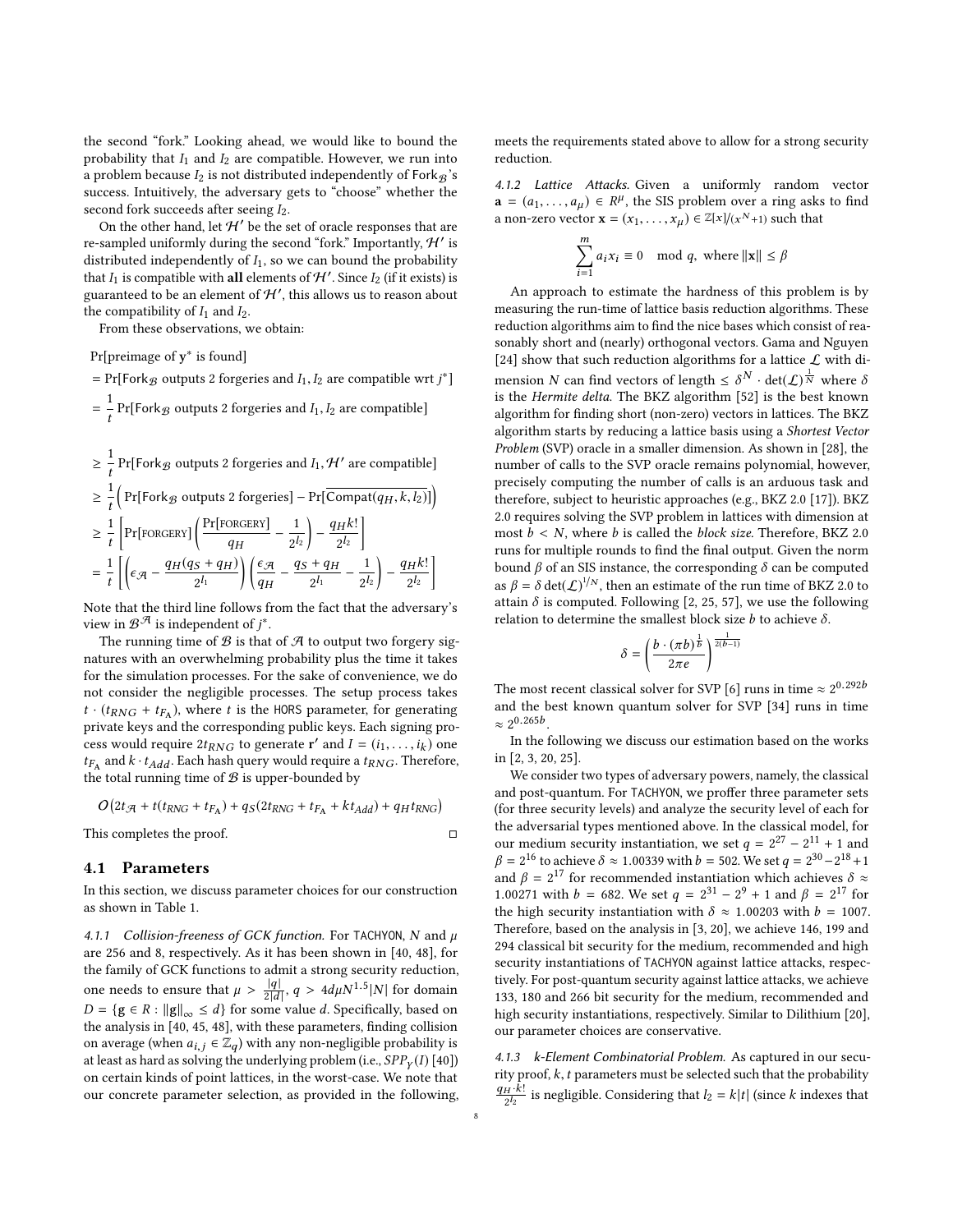the second "fork." Looking ahead, we would like to bound the probability that $I_1$ and $I_2$ are compatible. However, we run into a problem because $I_2$ is not distributed independently of $\mathsf{Fork}_{\mathcal{B}}$'s success. Intuitively, the adversary gets to "choose" whether the second fork succeeds after seeing $I_2$.

On the other hand, let $\mathcal{H}'$ be the set of oracle responses that are re-sampled uniformly during the second "fork." Importantly, $\mathcal{H}'$ is distributed independently of $I_1$, so we can bound the probability that $I_1$ is compatible with **all** elements of $\mathcal{H}'$. Since $I_2$ (if it exists) is guaranteed to be an element of $\mathcal{H}'$, this allows us to reason about the compatibility of $I_1$ and $I_2$.

From these observations, we obtain:

$$
\begin{aligned}
&\Pr[\text{preimage of } \mathbf{y}^* \text{ is found}] \\
&= \Pr[\mathsf{Fork}_{\mathcal{B}} \text{ outputs 2 forgeries and } I_1, I_2 \text{ are compatible wrt } j^*] \\
&= \frac{1}{t}\Pr[\mathsf{Fork}_{\mathcal{B}} \text{ outputs 2 forgeries and } I_1, I_2 \text{ are compatible}] \\
&\geq \frac{1}{t}\Pr[\mathsf{Fork}_{\mathcal{B}} \text{ outputs 2 forgeries and } I_1, \mathcal{H}' \text{ are compatible}] \\
&\geq \frac{1}{t}\Big(\Pr[\mathsf{Fork}_{\mathcal{B}} \text{ outputs 2 forgeries}] - \Pr[\overline{\mathsf{Compat}(q_H, k, l_2)}]\Big) \\
&\geq \frac{1}{t}\left[\Pr[\text{FORGERY}]\left(\frac{\Pr[\text{FORGERY}]}{q_H} - \frac{1}{2^{l_2}}\right) - \frac{q_H k!}{2^{l_2}}\right] \\
&= \frac{1}{t}\left[\left(\epsilon_{\mathcal{A}} - \frac{q_H(q_S + q_H)}{2^{l_1}}\right)\left(\frac{\epsilon_{\mathcal{A}}}{q_H} - \frac{q_S + q_H}{2^{l_1}} - \frac{1}{2^{l_2}}\right) - \frac{q_H k!}{2^{l_2}}\right]
\end{aligned}
$$

Note that the third line follows from the fact that the adversary's view in $\mathcal{B}^{\mathcal{A}}$ is independent of $j^*$.

The running time of $\mathcal{B}$ is that of $\mathcal{A}$ to output two forgery signatures with an overwhelming probability plus the time it takes for the simulation processes. For the sake of convenience, we do not consider the negligible processes. The setup process takes $t \cdot (t_{RNG} + t_{F_A})$, where $t$ is the HORS parameter, for generating private keys and the corresponding public keys. Each signing process would require $2t_{RNG}$ to generate $\mathbf{r}'$ and $I = (i_1, \ldots, i_k)$ one $t_{F_A}$ and $k \cdot t_{Add}$. Each hash query would require a $t_{RNG}$. Therefore, the total running time of $\mathcal{B}$ is upper-bounded by

$$O\big(2t_{\mathcal{A}} + t(t_{RNG} + t_{F_A}) + q_S(2t_{RNG} + t_{F_A} + kt_{Add}) + q_H t_{RNG}\big)$$

This completes the proof. □

## 4.1 Parameters

In this section, we discuss parameter choices for our construction as shown in Table 1.

*4.1.1 Collision-freeness of GCK function.* For TACHYON, $N$ and $\mu$ are 256 and 8, respectively. As it has been shown in [40, 48], for the family of GCK functions to admit a strong security reduction, one needs to ensure that $\mu > \frac{|q|}{2|d|}$, $q > 4d\mu N^{1.5}|N|$ for domain $D = \{\mathbf{g} \in R : \|\mathbf{g}\|_\infty \leq d\}$ for some value $d$. Specifically, based on the analysis in [40, 45, 48], with these parameters, finding collision on average (when $a_{i,j} \in \mathbb{Z}_q$) with any non-negligible probability is at least as hard as solving the underlying problem (i.e., $SPP_\gamma(I)$ [40]) on certain kinds of point lattices, in the worst-case. We note that our concrete parameter selection, as provided in the following, meets the requirements stated above to allow for a strong security reduction.

*4.1.2 Lattice Attacks.* Given a uniformly random vector $\mathbf{a} = (a_1, \ldots, a_\mu) \in R^\mu$, the SIS problem over a ring asks to find a non-zero vector $\mathbf{x} = (x_1, \ldots, x_\mu) \in \mathbb{Z}[x]/(x^N+1)$ such that

$$\sum_{i=1}^{m} a_i x_i \equiv 0 \mod q, \text{ where } \|\mathbf{x}\| \leq \beta$$

An approach to estimate the hardness of this problem is by measuring the run-time of lattice basis reduction algorithms. These reduction algorithms aim to find the nice bases which consist of reasonably short and (nearly) orthogonal vectors. Gama and Nguyen [24] show that such reduction algorithms for a lattice $\mathcal{L}$ with dimension $N$ can find vectors of length $\leq \delta^N \cdot \det(\mathcal{L})^{\frac{1}{N}}$ where $\delta$ is the *Hermite delta*. The BKZ algorithm [52] is the best known algorithm for finding short (non-zero) vectors in lattices. The BKZ algorithm starts by reducing a lattice basis using a *Shortest Vector Problem* (SVP) oracle in a smaller dimension. As shown in [28], the number of calls to the SVP oracle remains polynomial, however, precisely computing the number of calls is an arduous task and therefore, subject to heuristic approaches (e.g., BKZ 2.0 [17]). BKZ 2.0 requires solving the SVP problem in lattices with dimension at most $b < N$, where $b$ is called the *block size*. Therefore, BKZ 2.0 runs for multiple rounds to find the final output. Given the norm bound $\beta$ of an SIS instance, the corresponding $\delta$ can be computed as $\beta = \delta \det(\mathcal{L})^{1/N}$, then an estimate of the run time of BKZ 2.0 to attain $\delta$ is computed. Following [2, 25, 57], we use the following relation to determine the smallest block size $b$ to achieve $\delta$.

$$\delta = \left(\frac{b \cdot (\pi b)^{\frac{1}{b}}}{2\pi e}\right)^{\frac{1}{2(b-1)}}$$

The most recent classical solver for SVP [6] runs in time $\approx 2^{0.292b}$ and the best known quantum solver for SVP [34] runs in time $\approx 2^{0.265b}$.

In the following we discuss our estimation based on the works in [2, 3, 20, 25].

We consider two types of adversary powers, namely, the classical and post-quantum. For TACHYON, we proffer three parameter sets (for three security levels) and analyze the security level of each for the adversarial types mentioned above. In the classical model, for our medium security instantiation, we set $q = 2^{27} - 2^{11} + 1$ and $\beta = 2^{16}$ to achieve $\delta \approx 1.00339$ with $b = 502$. We set $q = 2^{30} - 2^{18} + 1$ and $\beta = 2^{17}$ for recommended instantiation which achieves $\delta \approx 1.00271$ with $b = 682$. We set $q = 2^{31} - 2^9 + 1$ and $\beta = 2^{17}$ for the high security instantiation with $\delta \approx 1.00203$ with $b = 1007$. Therefore, based on the analysis in [3, 20], we achieve 146, 199 and 294 classical bit security for the medium, recommended and high security instantiations of TACHYON against lattice attacks, respectively. For post-quantum security against lattice attacks, we achieve 133, 180 and 266 bit security for the medium, recommended and high security instantiations, respectively. Similar to Dilithium [20], our parameter choices are conservative.

*4.1.3 k-Element Combinatorial Problem.* As captured in our security proof, $k, t$ parameters must be selected such that the probability $\frac{q_H \cdot k!}{2^{l_2}}$ is negligible. Considering that $l_2 = k|t|$ (since $k$ indexes that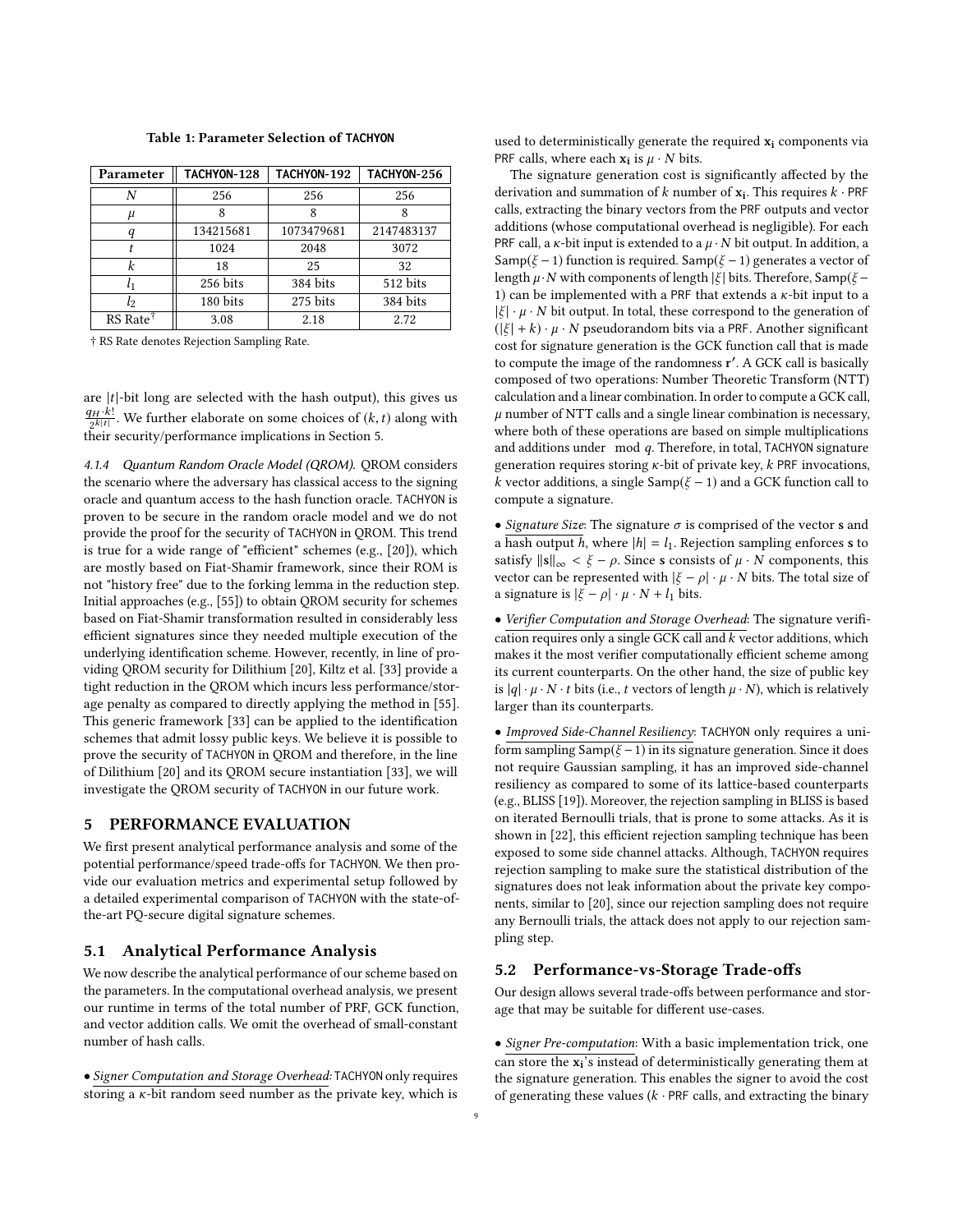**Table 1: Parameter Selection of TACHYON**

| Parameter | TACHYON-128 | TACHYON-192 | TACHYON-256 |
|---|---|---|---|
| $N$ | 256 | 256 | 256 |
| $\mu$ | 8 | 8 | 8 |
| $q$ | 134215681 | 1073479681 | 2147483137 |
| $t$ | 1024 | 2048 | 3072 |
| $k$ | 18 | 25 | 32 |
| $l_1$ | 256 bits | 384 bits | 512 bits |
| $l_2$ | 180 bits | 275 bits | 384 bits |
| RS Rate† | 3.08 | 2.18 | 2.72 |

† RS Rate denotes Rejection Sampling Rate.

are $|t|$-bit long are selected with the hash output), this gives us $\frac{q_H \cdot k!}{2^{k|t|}}$. We further elaborate on some choices of $(k, t)$ along with their security/performance implications in Section 5.

*4.1.4 Quantum Random Oracle Model (QROM).* QROM considers the scenario where the adversary has classical access to the signing oracle and quantum access to the hash function oracle. TACHYON is proven to be secure in the random oracle model and we do not provide the proof for the security of TACHYON in QROM. This trend is true for a wide range of "efficient" schemes (e.g., [20]), which are mostly based on Fiat-Shamir framework, since their ROM is not "history free" due to the forking lemma in the reduction step. Initial approaches (e.g., [55]) to obtain QROM security for schemes based on Fiat-Shamir transformation resulted in considerably less efficient signatures since they needed multiple execution of the underlying identification scheme. However, recently, in line of providing QROM security for Dilithium [20], Kiltz et al. [33] provide a tight reduction in the QROM which incurs less performance/storage penalty as compared to directly applying the method in [55]. This generic framework [33] can be applied to the identification schemes that admit lossy public keys. We believe it is possible to prove the security of TACHYON in QROM and therefore, in the line of Dilithium [20] and its QROM secure instantiation [33], we will investigate the QROM security of TACHYON in our future work.

## 5 PERFORMANCE EVALUATION

We first present analytical performance analysis and some of the potential performance/speed trade-offs for TACHYON. We then provide our evaluation metrics and experimental setup followed by a detailed experimental comparison of TACHYON with the state-of-the-art PQ-secure digital signature schemes.

### 5.1 Analytical Performance Analysis

We now describe the analytical performance of our scheme based on the parameters. In the computational overhead analysis, we present our runtime in terms of the total number of PRF, GCK function, and vector addition calls. We omit the overhead of small-constant number of hash calls.

• *Signer Computation and Storage Overhead:* TACHYON only requires storing a $\kappa$-bit random seed number as the private key, which is used to deterministically generate the required $\mathbf{x_i}$ components via PRF calls, where each $\mathbf{x_i}$ is $\mu \cdot N$ bits.

The signature generation cost is significantly affected by the derivation and summation of $k$ number of $\mathbf{x_i}$. This requires $k \cdot$ PRF calls, extracting the binary vectors from the PRF outputs and vector additions (whose computational overhead is negligible). For each PRF call, a $\kappa$-bit input is extended to a $\mu \cdot N$ bit output. In addition, a $\text{Samp}(\xi - 1)$ function is required. $\text{Samp}(\xi - 1)$ generates a vector of length $\mu \cdot N$ with components of length $|\xi|$ bits. Therefore, $\text{Samp}(\xi - 1)$ can be implemented with a PRF that extends a $\kappa$-bit input to a $|\xi| \cdot \mu \cdot N$ bit output. In total, these correspond to the generation of $(|\xi| + k) \cdot \mu \cdot N$ pseudorandom bits via a PRF. Another significant cost for signature generation is the GCK function call that is made to compute the image of the randomness $\mathbf{r}'$. A GCK call is basically composed of two operations: Number Theoretic Transform (NTT) calculation and a linear combination. In order to compute a GCK call, $\mu$ number of NTT calls and a single linear combination is necessary, where both of these operations are based on simple multiplications and additions under $\mod q$. Therefore, in total, TACHYON signature generation requires storing $\kappa$-bit of private key, $k$ PRF invocations, $k$ vector additions, a single $\text{Samp}(\xi - 1)$ and a GCK function call to compute a signature.

• *Signature Size*: The signature $\sigma$ is comprised of the vector $\mathbf{s}$ and a hash output $h$, where $|h| = l_1$. Rejection sampling enforces $\mathbf{s}$ to satisfy $\|\mathbf{s}\|_\infty < \xi - \rho$. Since $\mathbf{s}$ consists of $\mu \cdot N$ components, this vector can be represented with $|\xi - \rho| \cdot \mu \cdot N$ bits. The total size of a signature is $|\xi - \rho| \cdot \mu \cdot N + l_1$ bits.

• *Verifier Computation and Storage Overhead*: The signature verification requires only a single GCK call and $k$ vector additions, which makes it the most verifier computationally efficient scheme among its current counterparts. On the other hand, the size of public key is $|q| \cdot \mu \cdot N \cdot t$ bits (i.e., $t$ vectors of length $\mu \cdot N$), which is relatively larger than its counterparts.

• *Improved Side-Channel Resiliency*: TACHYON only requires a uniform sampling $\text{Samp}(\xi - 1)$ in its signature generation. Since it does not require Gaussian sampling, it has an improved side-channel resiliency as compared to some of its lattice-based counterparts (e.g., BLISS [19]). Moreover, the rejection sampling in BLISS is based on iterated Bernoulli trials, that is prone to some attacks. As it is shown in [22], this efficient rejection sampling technique has been exposed to some side channel attacks. Although, TACHYON requires rejection sampling to make sure the statistical distribution of the signatures does not leak information about the private key components, similar to [20], since our rejection sampling does not require any Bernoulli trials, the attack does not apply to our rejection sampling step.

### 5.2 Performance-vs-Storage Trade-offs

Our design allows several trade-offs between performance and storage that may be suitable for different use-cases.

• *Signer Pre-computation*: With a basic implementation trick, one can store the $\mathbf{x_i}$'s instead of deterministically generating them at the signature generation. This enables the signer to avoid the cost of generating these values ($k \cdot$ PRF calls, and extracting the binary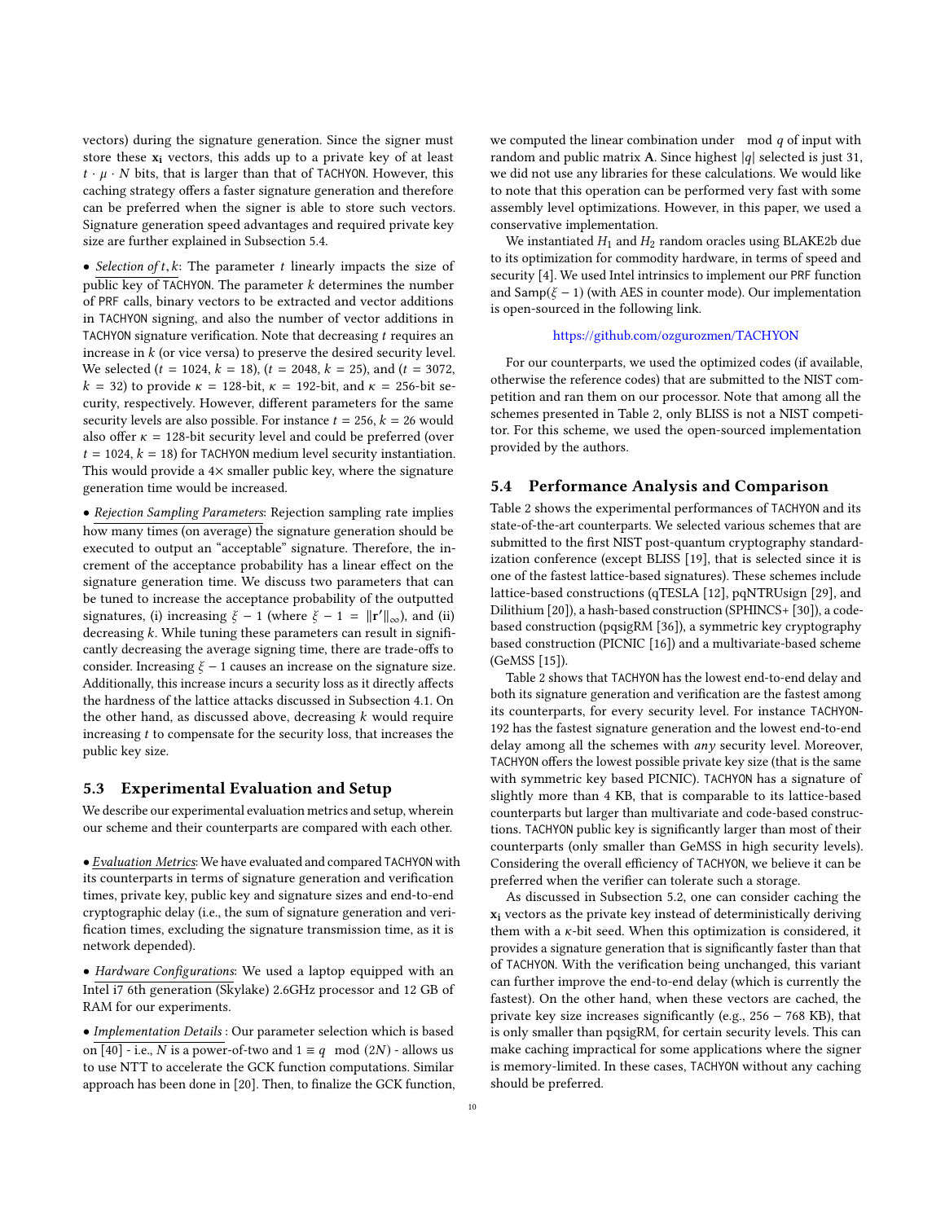vectors) during the signature generation. Since the signer must store these $\mathbf{x_i}$ vectors, this adds up to a private key of at least $t \cdot \mu \cdot N$ bits, that is larger than that of TACHYON. However, this caching strategy offers a faster signature generation and therefore can be preferred when the signer is able to store such vectors. Signature generation speed advantages and required private key size are further explained in Subsection 5.4.

• *Selection of $t, k$*: The parameter $t$ linearly impacts the size of public key of TACHYON. The parameter $k$ determines the number of PRF calls, binary vectors to be extracted and vector additions in TACHYON signing, and also the number of vector additions in TACHYON signature verification. Note that decreasing $t$ requires an increase in $k$ (or vice versa) to preserve the desired security level. We selected ($t$ = 1024, $k$ = 18), ($t$ = 2048, $k$ = 25), and ($t$ = 3072, $k$ = 32) to provide $\kappa$ = 128-bit, $\kappa$ = 192-bit, and $\kappa$ = 256-bit security, respectively. However, different parameters for the same security levels are also possible. For instance $t = 256$, $k = 26$ would also offer $\kappa$ = 128-bit security level and could be preferred (over $t = 1024$, $k = 18$) for TACHYON medium level security instantiation. This would provide a 4× smaller public key, where the signature generation time would be increased.

• *Rejection Sampling Parameters*: Rejection sampling rate implies how many times (on average) the signature generation should be executed to output an "acceptable" signature. Therefore, the increment of the acceptance probability has a linear effect on the signature generation time. We discuss two parameters that can be tuned to increase the acceptance probability of the outputted signatures, (i) increasing $\xi - 1$ (where $\xi - 1 = \|\mathbf{r}'\|_\infty$), and (ii) decreasing $k$. While tuning these parameters can result in significantly decreasing the average signing time, there are trade-offs to consider. Increasing $\xi - 1$ causes an increase on the signature size. Additionally, this increase incurs a security loss as it directly affects the hardness of the lattice attacks discussed in Subsection 4.1. On the other hand, as discussed above, decreasing $k$ would require increasing $t$ to compensate for the security loss, that increases the public key size.

### 5.3 Experimental Evaluation and Setup

We describe our experimental evaluation metrics and setup, wherein our scheme and their counterparts are compared with each other.

• *Evaluation Metrics*: We have evaluated and compared TACHYON with its counterparts in terms of signature generation and verification times, private key, public key and signature sizes and end-to-end cryptographic delay (i.e., the sum of signature generation and verification times, excluding the signature transmission time, as it is network depended).

• *Hardware Configurations*: We used a laptop equipped with an Intel i7 6th generation (Skylake) 2.6GHz processor and 12 GB of RAM for our experiments.

• *Implementation Details* : Our parameter selection which is based on [40] - i.e., $N$ is a power-of-two and $1 \equiv q \mod (2N)$ - allows us to use NTT to accelerate the GCK function computations. Similar approach has been done in [20]. Then, to finalize the GCK function, we computed the linear combination under $\mod q$ of input with random and public matrix $\mathbf{A}$. Since highest $|q|$ selected is just 31, we did not use any libraries for these calculations. We would like to note that this operation can be performed very fast with some assembly level optimizations. However, in this paper, we used a conservative implementation.

We instantiated $H_1$ and $H_2$ random oracles using BLAKE2b due to its optimization for commodity hardware, in terms of speed and security [4]. We used Intel intrinsics to implement our PRF function and Samp($\xi - 1$) (with AES in counter mode). Our implementation is open-sourced in the following link.

https://github.com/ozgurozmen/TACHYON

For our counterparts, we used the optimized codes (if available, otherwise the reference codes) that are submitted to the NIST competition and ran them on our processor. Note that among all the schemes presented in Table 2, only BLISS is not a NIST competitor. For this scheme, we used the open-sourced implementation provided by the authors.

### 5.4 Performance Analysis and Comparison

Table 2 shows the experimental performances of TACHYON and its state-of-the-art counterparts. We selected various schemes that are submitted to the first NIST post-quantum cryptography standardization conference (except BLISS [19], that is selected since it is one of the fastest lattice-based signatures). These schemes include lattice-based constructions (qTESLA [12], pqNTRUsign [29], and Dilithium [20]), a hash-based construction (SPHINCS+ [30]), a code-based construction (pqsigRM [36]), a symmetric key cryptography based construction (PICNIC [16]) and a multivariate-based scheme (GeMSS [15]).

Table 2 shows that TACHYON has the lowest end-to-end delay and both its signature generation and verification are the fastest among its counterparts, for every security level. For instance TACHYON-192 has the fastest signature generation and the lowest end-to-end delay among all the schemes with *any* security level. Moreover, TACHYON offers the lowest possible private key size (that is the same with symmetric key based PICNIC). TACHYON has a signature of slightly more than 4 KB, that is comparable to its lattice-based counterparts but larger than multivariate and code-based constructions. TACHYON public key is significantly larger than most of their counterparts (only smaller than GeMSS in high security levels). Considering the overall efficiency of TACHYON, we believe it can be preferred when the verifier can tolerate such a storage.

As discussed in Subsection 5.2, one can consider caching the $\mathbf{x_i}$ vectors as the private key instead of deterministically deriving them with a $\kappa$-bit seed. When this optimization is considered, it provides a signature generation that is significantly faster than that of TACHYON. With the verification being unchanged, this variant can further improve the end-to-end delay (which is currently the fastest). On the other hand, when these vectors are cached, the private key size increases significantly (e.g., 256 − 768 KB), that is only smaller than pqsigRM, for certain security levels. This can make caching impractical for some applications where the signer is memory-limited. In these cases, TACHYON without any caching should be preferred.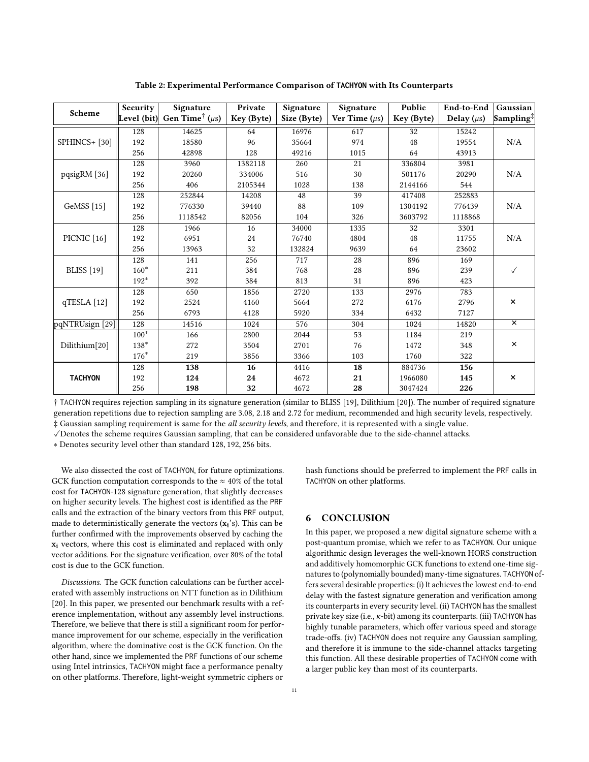**Table 2: Experimental Performance Comparison of TACHYON with Its Counterparts**

| Scheme | Security Level (bit) | Signature Gen Time[†] ($\mu$s) | Private Key (Byte) | Signature Size (Byte) | Signature Ver Time ($\mu$s) | Public Key (Byte) | End-to-End Delay ($\mu$s) | Gaussian Sampling[‡] |
|---|---|---|---|---|---|---|---|---|
| SPHINCS+ [30] | 128 | 14625 | 64 | 16976 | 617 | 32 | 15242 | N/A |
| | 192 | 18580 | 96 | 35664 | 974 | 48 | 19554 | |
| | 256 | 42898 | 128 | 49216 | 1015 | 64 | 43913 | |
| pqsigRM [36] | 128 | 3960 | 1382118 | 260 | 21 | 336804 | 3981 | N/A |
| | 192 | 20260 | 334006 | 516 | 30 | 501176 | 20290 | |
| | 256 | 406 | 2105344 | 1028 | 138 | 2144166 | 544 | |
| GeMSS [15] | 128 | 252844 | 14208 | 48 | 39 | 417408 | 252883 | N/A |
| | 192 | 776330 | 39440 | 88 | 109 | 1304192 | 776439 | |
| | 256 | 1118542 | 82056 | 104 | 326 | 3603792 | 1118868 | |
| PICNIC [16] | 128 | 1966 | 16 | 34000 | 1335 | 32 | 3301 | N/A |
| | 192 | 6951 | 24 | 76740 | 4804 | 48 | 11755 | |
| | 256 | 13963 | 32 | 132824 | 9639 | 64 | 23602 | |
| BLISS [19] | 128 | 141 | 256 | 717 | 28 | 896 | 169 | ✓ |
| | 160* | 211 | 384 | 768 | 28 | 896 | 239 | |
| | 192* | 392 | 384 | 813 | 31 | 896 | 423 | |
| qTESLA [12] | 128 | 650 | 1856 | 2720 | 133 | 2976 | 783 | × |
| | 192 | 2524 | 4160 | 5664 | 272 | 6176 | 2796 | |
| | 256 | 6793 | 4128 | 5920 | 334 | 6432 | 7127 | |
| pqNTRUsign [29] | 128 | 14516 | 1024 | 576 | 304 | 1024 | 14820 | × |
| Dilithium[20] | 100* | 166 | 2800 | 2044 | 53 | 1184 | 219 | × |
| | 138* | 272 | 3504 | 2701 | 76 | 1472 | 348 | |
| | 176* | 219 | 3856 | 3366 | 103 | 1760 | 322 | |
| **TACHYON** | 128 | **138** | **16** | 4416 | **18** | 884736 | **156** | × |
| | 192 | **124** | **24** | 4672 | **21** | 1966080 | **145** | |
| | 256 | **198** | **32** | 4672 | **28** | 3047424 | **226** | |

† TACHYON requires rejection sampling in its signature generation (similar to BLISS [19], Dilithium [20]). The number of required signature generation repetitions due to rejection sampling are 3.08, 2.18 and 2.72 for medium, recommended and high security levels, respectively.
‡ Gaussian sampling requirement is same for the *all security levels*, and therefore, it is represented with a single value.
✓Denotes the scheme requires Gaussian sampling, that can be considered unfavorable due to the side-channel attacks.
∗ Denotes security level other than standard 128, 192, 256 bits.

We also dissected the cost of TACHYON, for future optimizations. GCK function computation corresponds to the $\approx$ 40% of the total cost for TACHYON-128 signature generation, that slightly decreases on higher security levels. The highest cost is identified as the PRF calls and the extraction of the binary vectors from this PRF output, made to deterministically generate the vectors ($\mathbf{x_i}$'s). This can be further confirmed with the improvements observed by caching the $\mathbf{x_i}$ vectors, where this cost is eliminated and replaced with only vector additions. For the signature verification, over 80% of the total cost is due to the GCK function.

*Discussions.* The GCK function calculations can be further accelerated with assembly instructions on NTT function as in Dilithium [20]. In this paper, we presented our benchmark results with a reference implementation, without any assembly level instructions. Therefore, we believe that there is still a significant room for performance improvement for our scheme, especially in the verification algorithm, where the dominative cost is the GCK function. On the other hand, since we implemented the PRF functions of our scheme using Intel intrinsics, TACHYON might face a performance penalty on other platforms. Therefore, light-weight symmetric ciphers or hash functions should be preferred to implement the PRF calls in TACHYON on other platforms.

## 6 CONCLUSION

In this paper, we proposed a new digital signature scheme with a post-quantum promise, which we refer to as TACHYON. Our unique algorithmic design leverages the well-known HORS construction and additively homomorphic GCK functions to extend one-time signatures to (polynomially bounded) many-time signatures. TACHYON offers several desirable properties: (i) It achieves the lowest end-to-end delay with the fastest signature generation and verification among its counterparts in every security level. (ii) TACHYON has the smallest private key size (i.e., $\kappa$-bit) among its counterparts. (iii) TACHYON has highly tunable parameters, which offer various speed and storage trade-offs. (iv) TACHYON does not require any Gaussian sampling, and therefore it is immune to the side-channel attacks targeting this function. All these desirable properties of TACHYON come with a larger public key than most of its counterparts.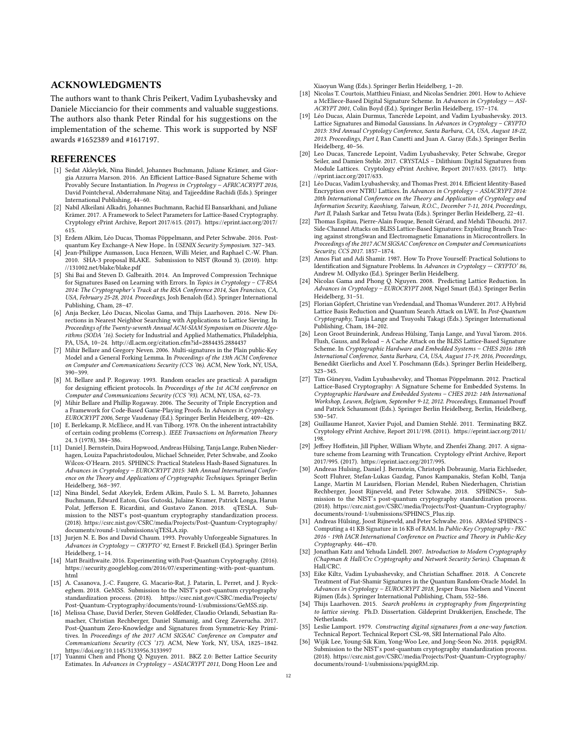## ACKNOWLEDGMENTS

The authors want to thank Chris Peikert, Vadim Lyubashevsky and Daniele Micciancio for their comments and valuable suggestions. The authors also thank Peter Rindal for his suggestions on the implementation of the scheme. This work is supported by NSF awards #1652389 and #1617197.

## REFERENCES

[1] Sedat Akleylek, Nina Bindel, Johannes Buchmann, Juliane Krämer, and Giorgia Azzurra Marson. 2016. An Efficient Lattice-Based Signature Scheme with Provably Secure Instantiation. In *Progress in Cryptology – AFRICACRYPT 2016*, David Pointcheval, Abderrahmane Nitaj, and Tajjeeddine Rachidi (Eds.). Springer International Publishing, 44–60.

[2] Nabil Alkeilani Alkadri, Johannes Buchmann, Rachid El Bansarkhani, and Juliane Krämer. 2017. A Framework to Select Parameters for Lattice-Based Cryptography. Cryptology ePrint Archive, Report 2017/615. (2017). https://eprint.iacr.org/2017/615.

[3] Erdem Alkim, Léo Ducas, Thomas Pöppelmann, and Peter Schwabe. 2016. Post-quantum Key Exchange-A New Hope.. In *USENIX Security Symposium*. 327–343.

[4] Jean-Philippe Aumasson, Luca Henzen, Willi Meier, and Raphael C.-W. Phan. 2010. SHA-3 proposal BLAKE. Submission to NIST (Round 3). (2010). http://131002.net/blake/blake.pdf

[5] Shi Bai and Steven D. Galbraith. 2014. An Improved Compression Technique for Signatures Based on Learning with Errors. In *Topics in Cryptology – CT-RSA 2014: The Cryptographer's Track at the RSA Conference 2014, San Francisco, CA, USA, February 25-28, 2014. Proceedings*, Josh Benaloh (Ed.). Springer International Publishing, Cham, 28–47.

[6] Anja Becker, Léo Ducas, Nicolas Gama, and Thijs Laarhoven. 2016. New Directions in Nearest Neighbor Searching with Applications to Lattice Sieving. In *Proceedings of the Twenty-seventh Annual ACM-SIAM Symposium on Discrete Algorithms (SODA '16)*. Society for Industrial and Applied Mathematics, Philadelphia, PA, USA, 10–24. http://dl.acm.org/citation.cfm?id=2884435.2884437

[7] Mihir Bellare and Gregory Neven. 2006. Multi-signatures in the Plain public-Key Model and a General Forking Lemma. In *Proceedings of the 13th ACM Conference on Computer and Communications Security (CCS '06)*. ACM, New York, NY, USA, 390–399.

[8] M. Bellare and P. Rogaway. 1993. Random oracles are practical: A paradigm for designing efficient protocols. In *Proceedings of the 1st ACM conference on Computer and Communications Security (CCS '93)*. ACM, NY, USA, 62–73.

[9] Mihir Bellare and Phillip Rogaway. 2006. The Security of Triple Encryption and a Framework for Code-Based Game-Playing Proofs. In *Advances in Cryptology - EUROCRYPT 2006*, Serge Vaudenay (Ed.). Springer Berlin Heidelberg, 409–426.

[10] E. Berlekamp, R. McEliece, and H. van Tilborg. 1978. On the inherent intractability of certain coding problems (Corresp.). *IEEE Transactions on Information Theory* 24, 3 (1978), 384–386.

[11] Daniel J. Bernstein, Daira Hopwood, Andreas Hülsing, Tanja Lange, Ruben Niederhagen, Louiza Papachristodoulou, Michael Schneider, Peter Schwabe, and Zooko Wilcox-O'Hearn. 2015. SPHINCS: Practical Stateless Hash-Based Signatures. In *Advances in Cryptology – EUROCRYPT 2015: 34th Annual International Conference on the Theory and Applications of Cryptographic Techniques*. Springer Berlin Heidelberg, 368–397.

[12] Nina Bindel, Sedat Akeylek, Erdem Alkim, Paulo S. L. M. Barreto, Johannes Buchmann, Edward Eaton, Gus Gutoski, Julaine Kramer, Patrick Longa, Harun Polat, Jefferson E. Ricardini, and Gustavo Zanon. 2018. qTESLA. Submission to the NIST's post-quantum cryptography standardization process. (2018). https://csrc.nist.gov/CSRC/media/Projects/Post-Quantum-Cryptography/documents/round-1/submissions/qTESLA.zip.

[13] Jurjen N. E. Bos and David Chaum. 1993. Provably Unforgeable Signatures. In *Advances in Cryptology — CRYPTO' 92*, Ernest F. Brickell (Ed.). Springer Berlin Heidelberg, 1–14.

[14] Matt Braithwaite. 2016. Experimenting with Post-Quantum Cryptography. (2016). https://security.googleblog.com/2016/07/experimenting-with-post-quantum.html

[15] A. Casanova, J.-C. Faugere, G. Macario-Rat, J. Patarin, L. Perret, and J. Ryckeghem. 2018. GeMSS. Submission to the NIST's post-quantum cryptography standardization process. (2018). https://csrc.nist.gov/CSRC/media/Projects/Post-Quantum-Cryptography/documents/round-1/submissions/GeMSS.zip.

[16] Melissa Chase, David Derler, Steven Goldfeder, Claudio Orlandi, Sebastian Ramacher, Christian Rechberger, Daniel Slamanig, and Greg Zaverucha. 2017. Post-Quantum Zero-Knowledge and Signatures from Symmetric-Key Primitives. In *Proceedings of the 2017 ACM SIGSAC Conference on Computer and Communications Security (CCS '17)*. ACM, New York, NY, USA, 1825–1842. https://doi.org/10.1145/3133956.3133997

[17] Yuanmi Chen and Phong Q. Nguyen. 2011. BKZ 2.0: Better Lattice Security Estimates. In *Advances in Cryptology – ASIACRYPT 2011*, Dong Hoon Lee and Xiaoyun Wang (Eds.). Springer Berlin Heidelberg, 1–20.

[18] Nicolas T. Courtois, Matthieu Finiasz, and Nicolas Sendrier. 2001. How to Achieve a McEliece-Based Digital Signature Scheme. In *Advances in Cryptology — ASIACRYPT 2001*, Colin Boyd (Ed.). Springer Berlin Heidelberg, 157–174.

[19] Léo Ducas, Alain Durmus, Tancrède Lepoint, and Vadim Lyubashevsky. 2013. Lattice Signatures and Bimodal Gaussians. In *Advances in Cryptology – CRYPTO 2013: 33rd Annual Cryptology Conference, Santa Barbara, CA, USA, August 18-22, 2013. Proceedings, Part I*, Ran Canetti and Juan A. Garay (Eds.). Springer Berlin Heidelberg, 40–56.

[20] Leo Ducas, Tancrede Lepoint, Vadim Lyubashevsky, Peter Schwabe, Gregor Seiler, and Damien Stehle. 2017. CRYSTALS – Dilithium: Digital Signatures from Module Lattices. Cryptology ePrint Archive, Report 2017/633. (2017). http://eprint.iacr.org/2017/633.

[21] Léo Ducas, Vadim Lyubashevsky, and Thomas Prest. 2014. Efficient Identity-Based Encryption over NTRU Lattices. In *Advances in Cryptology – ASIACRYPT 2014: 20th International Conference on the Theory and Application of Cryptology and Information Security, Kaoshiung, Taiwan, R.O.C., December 7-11, 2014, Proceedings, Part II*, Palash Sarkar and Tetsu Iwata (Eds.). Springer Berlin Heidelberg, 22–41.

[22] Thomas Espitau, Pierre-Alain Fouque, Benoît Gérard, and Mehdi Tibouchi. 2017. Side-Channel Attacks on BLISS Lattice-Based Signatures: Exploiting Branch Tracing against strongSwan and Electromagnetic Emanations in Microcontrollers. In *Proceedings of the 2017 ACM SIGSAC Conference on Computer and Communications Security, CCS 2017*. 1857–1874.

[23] Amos Fiat and Adi Shamir. 1987. How To Prove Yourself: Practical Solutions to Identification and Signature Problems. In *Advances in Cryptology — CRYPTO' 86*, Andrew M. Odlyzko (Ed.). Springer Berlin Heidelberg.

[24] Nicolas Gama and Phong Q. Nguyen. 2008. Predicting Lattice Reduction. In *Advances in Cryptology – EUROCRYPT 2008*, Nigel Smart (Ed.). Springer Berlin Heidelberg, 31–51.

[25] Florian Göpfert, Christine van Vredendaal, and Thomas Wunderer. 2017. A Hybrid Lattice Basis Reduction and Quantum Search Attack on LWE. In *Post-Quantum Cryptography*, Tanja Lange and Tsuyoshi Takagi (Eds.). Springer International Publishing, Cham, 184–202.

[26] Leon Groot Bruinderink, Andreas Hülsing, Tanja Lange, and Yuval Yarom. 2016. Flush, Gauss, and Reload – A Cache Attack on the BLISS Lattice-Based Signature Scheme. In *Cryptographic Hardware and Embedded Systems – CHES 2016: 18th International Conference, Santa Barbara, CA, USA, August 17-19, 2016, Proceedings*, Benedikt Gierlichs and Axel Y. Poschmann (Eds.). Springer Berlin Heidelberg, 323–345.

[27] Tim Güneysu, Vadim Lyubashevsky, and Thomas Pöppelmann. 2012. Practical Lattice-Based Cryptography: A Signature Scheme for Embedded Systems. In *Cryptographic Hardware and Embedded Systems – CHES 2012: 14th International Workshop, Leuven, Belgium, September 9-12, 2012. Proceedings*, Emmanuel Prouff and Patrick Schaumont (Eds.). Springer Berlin Heidelberg, Berlin, Heidelberg, 530–547.

[28] Guillaume Hanrot, Xavier Pujol, and Damien Stehlé. 2011. Terminating BKZ. Cryptology ePrint Archive, Report 2011/198. (2011). https://eprint.iacr.org/2011/198.

[29] Jeffrey Hoffstein, Jill Pipher, William Whyte, and Zhenfei Zhang. 2017. A signature scheme from Learning with Truncation. Cryptology ePrint Archive, Report 2017/995. (2017). https://eprint.iacr.org/2017/995.

[30] Andreas Hulsing, Daniel J. Bernstein, Christoph Dobraunig, Maria Eichlseder, Scott Fluhrer, Stefan-Lukas Gazdag, Panos Kampanakis, Stefan Kolbl, Tanja Lange, Martin M Lauridsen, Florian Mendel, Ruben Niederhagen, Christian Rechberger, Joost Rijneveld, and Peter Schwabe. 2018. SPHINCS+. Submission to the NIST's post-quantum cryptography standardization process. (2018). https://csrc.nist.gov/CSRC/media/Projects/Post-Quantum-Cryptography/documents/round-1/submissions/SPHINCS_Plus.zip.

[31] Andreas Hülsing, Joost Rijneveld, and Peter Schwabe. 2016. ARMed SPHINCS - Computing a 41 KB Signature in 16 KB of RAM. In *Public-Key Cryptography - PKC 2016 - 19th IACR International Conference on Practice and Theory in Public-Key Cryptography*. 446–470.

[32] Jonathan Katz and Yehuda Lindell. 2007. *Introduction to Modern Cryptography (Chapman & Hall/Crc Cryptography and Network Security Series)*. Chapman & Hall/CRC.

[33] Eike Kiltz, Vadim Lyubashevsky, and Christian Schaffner. 2018. A Concrete Treatment of Fiat-Shamir Signatures in the Quantum Random-Oracle Model. In *Advances in Cryptology – EUROCRYPT 2018*, Jesper Buus Nielsen and Vincent Rijmen (Eds.). Springer International Publishing, Cham, 552–586.

[34] Thijs Laarhoven. 2015. *Search problems in cryptography from fingerprinting to lattice sieving*. Ph.D. Dissertation. Gildeprint Drukkerijen, Enschede, The Netherlands.

[35] Leslie Lamport. 1979. *Constructing digital signatures from a one-way function.* Technical Report. Technical Report CSL-98, SRI International Palo Alto.

[36] Wijik Lee, Young-Sik Kim, Yong-Woo Lee, and Jong-Seon No. 2018. pqsigRM. Submission to the NIST's post-quantum cryptography standardization process. (2018). https://csrc.nist.gov/CSRC/media/Projects/Post-Quantum-Cryptography/documents/round-1/submissions/pqsigRM.zip.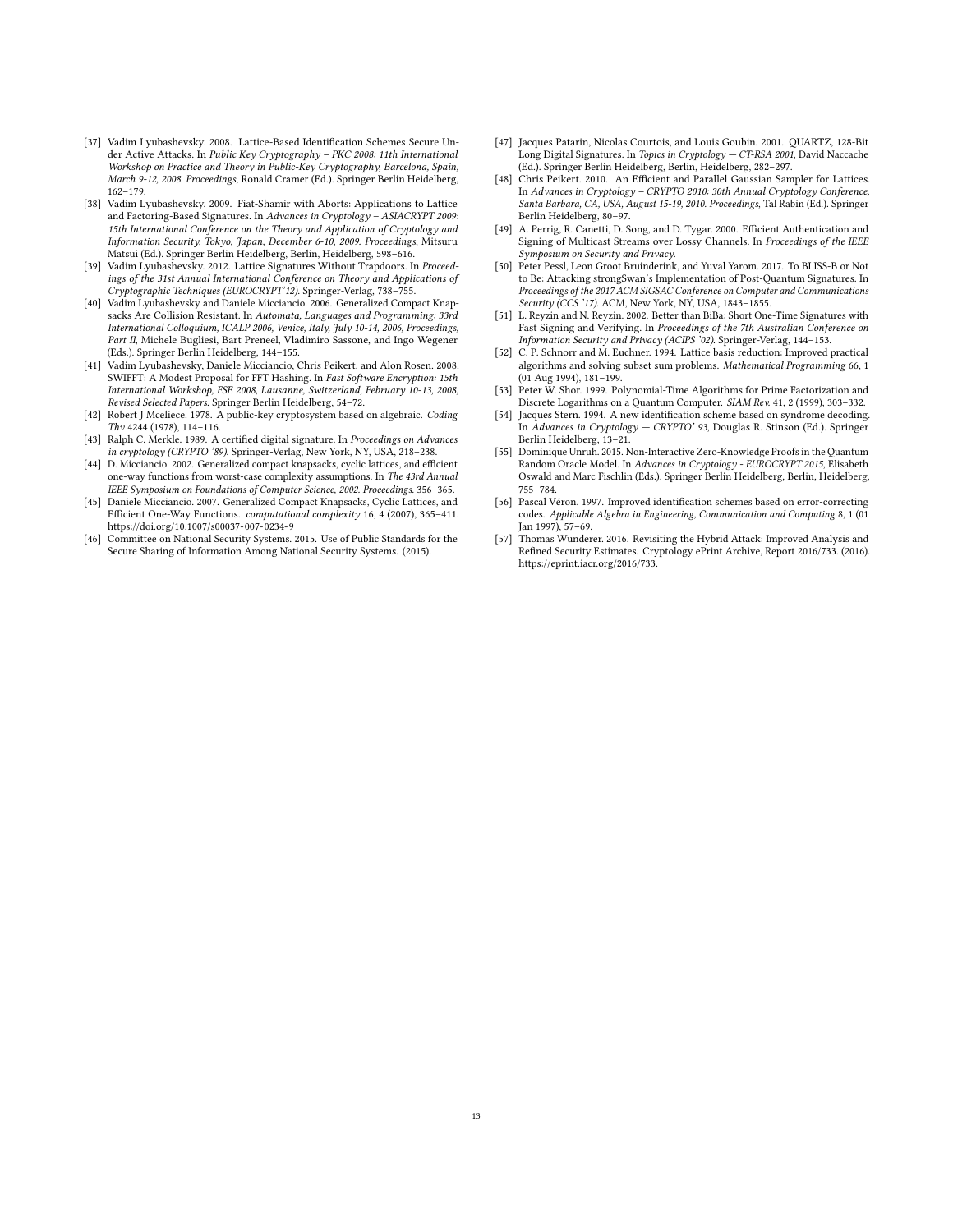[37] Vadim Lyubashevsky. 2008. Lattice-Based Identification Schemes Secure Under Active Attacks. In *Public Key Cryptography – PKC 2008: 11th International Workshop on Practice and Theory in Public-Key Cryptography, Barcelona, Spain, March 9-12, 2008. Proceedings*, Ronald Cramer (Ed.). Springer Berlin Heidelberg, 162–179.

[38] Vadim Lyubashevsky. 2009. Fiat-Shamir with Aborts: Applications to Lattice and Factoring-Based Signatures. In *Advances in Cryptology – ASIACRYPT 2009: 15th International Conference on the Theory and Application of Cryptology and Information Security, Tokyo, Japan, December 6-10, 2009. Proceedings*, Mitsuru Matsui (Ed.). Springer Berlin Heidelberg, Berlin, Heidelberg, 598–616.

[39] Vadim Lyubashevsky. 2012. Lattice Signatures Without Trapdoors. In *Proceedings of the 31st Annual International Conference on Theory and Applications of Cryptographic Techniques (EUROCRYPT'12)*. Springer-Verlag, 738–755.

[40] Vadim Lyubashevsky and Daniele Micciancio. 2006. Generalized Compact Knapsacks Are Collision Resistant. In *Automata, Languages and Programming: 33rd International Colloquium, ICALP 2006, Venice, Italy, July 10-14, 2006, Proceedings, Part II*, Michele Bugliesi, Bart Preneel, Vladimiro Sassone, and Ingo Wegener (Eds.). Springer Berlin Heidelberg, 144–155.

[41] Vadim Lyubashevsky, Daniele Micciancio, Chris Peikert, and Alon Rosen. 2008. SWIFFT: A Modest Proposal for FFT Hashing. In *Fast Software Encryption: 15th International Workshop, FSE 2008, Lausanne, Switzerland, February 10-13, 2008, Revised Selected Papers*. Springer Berlin Heidelberg, 54–72.

[42] Robert J Mceliece. 1978. A public-key cryptosystem based on algebraic. *Coding Thv* 4244 (1978), 114–116.

[43] Ralph C. Merkle. 1989. A certified digital signature. In *Proceedings on Advances in cryptology (CRYPTO '89)*. Springer-Verlag, New York, NY, USA, 218–238.

[44] D. Micciancio. 2002. Generalized compact knapsacks, cyclic lattices, and efficient one-way functions from worst-case complexity assumptions. In *The 43rd Annual IEEE Symposium on Foundations of Computer Science, 2002. Proceedings*. 356–365.

[45] Daniele Micciancio. 2007. Generalized Compact Knapsacks, Cyclic Lattices, and Efficient One-Way Functions. *computational complexity* 16, 4 (2007), 365–411. https://doi.org/10.1007/s00037-007-0234-9

[46] Committee on National Security Systems. 2015. Use of Public Standards for the Secure Sharing of Information Among National Security Systems. (2015).

[47] Jacques Patarin, Nicolas Courtois, and Louis Goubin. 2001. QUARTZ, 128-Bit Long Digital Signatures. In *Topics in Cryptology — CT-RSA 2001*, David Naccache (Ed.). Springer Berlin Heidelberg, Berlin, Heidelberg, 282–297.

[48] Chris Peikert. 2010. An Efficient and Parallel Gaussian Sampler for Lattices. In *Advances in Cryptology – CRYPTO 2010: 30th Annual Cryptology Conference, Santa Barbara, CA, USA, August 15-19, 2010. Proceedings*, Tal Rabin (Ed.). Springer Berlin Heidelberg, 80–97.

[49] A. Perrig, R. Canetti, D. Song, and D. Tygar. 2000. Efficient Authentication and Signing of Multicast Streams over Lossy Channels. In *Proceedings of the IEEE Symposium on Security and Privacy*.

[50] Peter Pessl, Leon Groot Bruinderink, and Yuval Yarom. 2017. To BLISS-B or Not to Be: Attacking strongSwan's Implementation of Post-Quantum Signatures. In *Proceedings of the 2017 ACM SIGSAC Conference on Computer and Communications Security (CCS '17)*. ACM, New York, NY, USA, 1843–1855.

[51] L. Reyzin and N. Reyzin. 2002. Better than BiBa: Short One-Time Signatures with Fast Signing and Verifying. In *Proceedings of the 7th Australian Conference on Information Security and Privacy (ACIPS '02)*. Springer-Verlag, 144–153.

[52] C. P. Schnorr and M. Euchner. 1994. Lattice basis reduction: Improved practical algorithms and solving subset sum problems. *Mathematical Programming* 66, 1 (01 Aug 1994), 181–199.

[53] Peter W. Shor. 1999. Polynomial-Time Algorithms for Prime Factorization and Discrete Logarithms on a Quantum Computer. *SIAM Rev.* 41, 2 (1999), 303–332.

[54] Jacques Stern. 1994. A new identification scheme based on syndrome decoding. In *Advances in Cryptology — CRYPTO' 93*, Douglas R. Stinson (Ed.). Springer Berlin Heidelberg, 13–21.

[55] Dominique Unruh. 2015. Non-Interactive Zero-Knowledge Proofs in the Quantum Random Oracle Model. In *Advances in Cryptology - EUROCRYPT 2015*, Elisabeth Oswald and Marc Fischlin (Eds.). Springer Berlin Heidelberg, Berlin, Heidelberg, 755–784.

[56] Pascal Véron. 1997. Improved identification schemes based on error-correcting codes. *Applicable Algebra in Engineering, Communication and Computing* 8, 1 (01 Jan 1997), 57–69.

[57] Thomas Wunderer. 2016. Revisiting the Hybrid Attack: Improved Analysis and Refined Security Estimates. Cryptology ePrint Archive, Report 2016/733. (2016). https://eprint.iacr.org/2016/733.